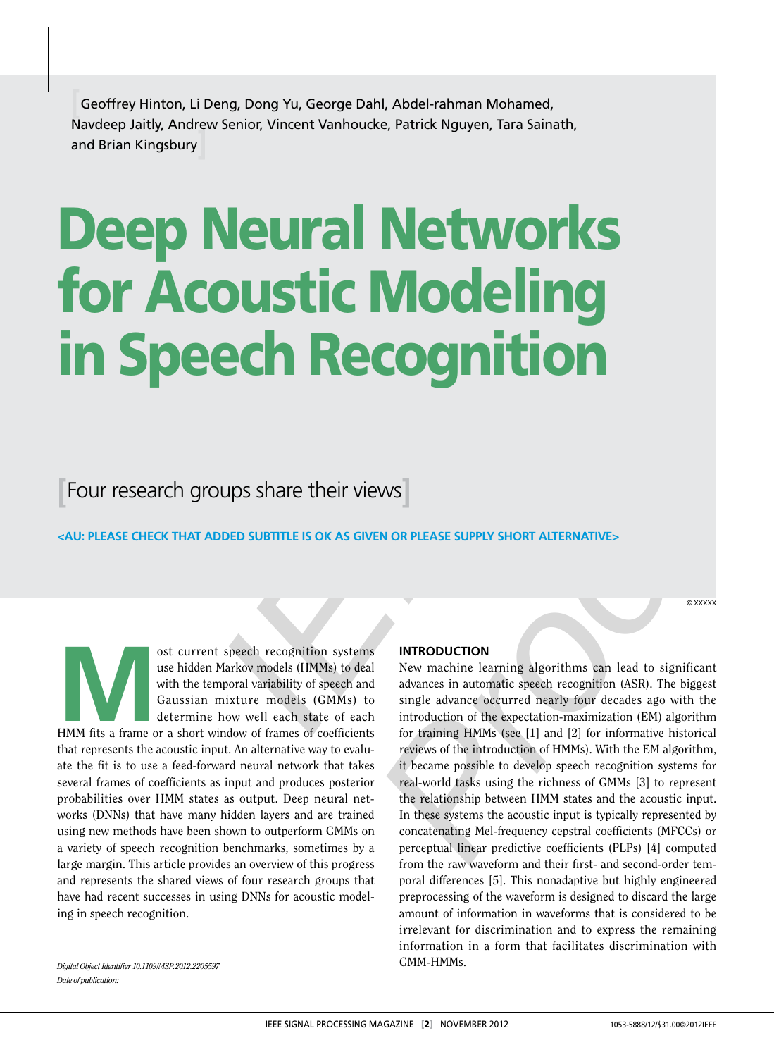Geoffrey Hinton, Li Deng, Dong Yu, George Dahl, Abdel-rahman Mohamed, Navdeep Jaitly, Andrew Senior, Vincent Vanhoucke, Patrick Nguyen, Tara Sainath, and Brian Kingsbury

# Deep Neural Networks for Acoustic Modeling in Speech Recognition

## [Four research groups share their views]

<AU: PLEASE CHECK THAT ADDED SUBTITLE IS OK AS GIVEN OR PLEASE SUPPLY SHORT ALTERNATIVE>

© XXXXX

Most current speech recognition systems use hidden Markov models (HMMs) to deal with the temporal variability of speech and Gaussian mixture models (GMMs) to determine how well each state of each HMM fits a frame or a short window of frames of coefficients that represents the acoustic input. An alternative way to evaluate the fit is to use a feed-forward neural network that takes several frames of coefficients as input and produces posterior probabilities over HMM states as output. Deep neural networks (DNNs) that have many hidden layers and are trained using new methods have been shown to outperform GMMs on a variety of speech recognition benchmarks, sometimes by a large margin. This article provides an overview of this progress and represents the shared views of four research groups that have had recent successes in using DNNs for acoustic modeling in speech recognition.

*Digital Object Identifier 10.1109/MSP.2012.2205597*
*Date of publication:*

## INTRODUCTION

New machine learning algorithms can lead to significant advances in automatic speech recognition (ASR). The biggest single advance occurred nearly four decades ago with the introduction of the expectation-maximization (EM) algorithm for training HMMs (see [1] and [2] for informative historical reviews of the introduction of HMMs). With the EM algorithm, it became possible to develop speech recognition systems for real-world tasks using the richness of GMMs [3] to represent the relationship between HMM states and the acoustic input. In these systems the acoustic input is typically represented by concatenating Mel-frequency cepstral coefficients (MFCCs) or perceptual linear predictive coefficients (PLPs) [4] computed from the raw waveform and their first- and second-order temporal differences [5]. This nonadaptive but highly engineered preprocessing of the waveform is designed to discard the large amount of information in waveforms that is considered to be irrelevant for discrimination and to express the remaining information in a form that facilitates discrimination with GMM-HMMs.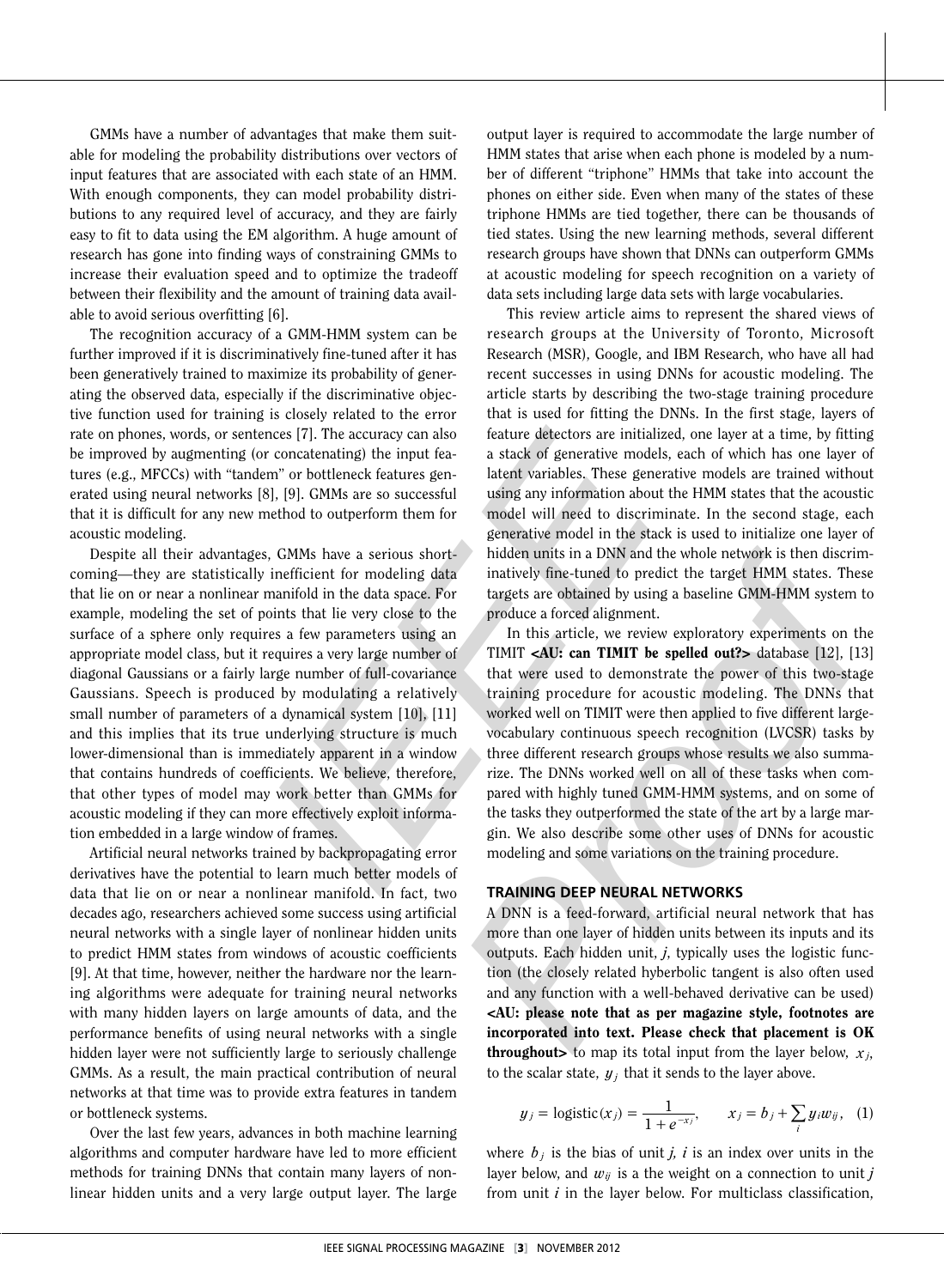GMMs have a number of advantages that make them suitable for modeling the probability distributions over vectors of input features that are associated with each state of an HMM. With enough components, they can model probability distributions to any required level of accuracy, and they are fairly easy to fit to data using the EM algorithm. A huge amount of research has gone into finding ways of constraining GMMs to increase their evaluation speed and to optimize the tradeoff between their flexibility and the amount of training data available to avoid serious overfitting [6].

The recognition accuracy of a GMM-HMM system can be further improved if it is discriminatively fine-tuned after it has been generatively trained to maximize its probability of generating the observed data, especially if the discriminative objective function used for training is closely related to the error rate on phones, words, or sentences [7]. The accuracy can also be improved by augmenting (or concatenating) the input features (e.g., MFCCs) with "tandem" or bottleneck features generated using neural networks [8], [9]. GMMs are so successful that it is difficult for any new method to outperform them for acoustic modeling.

Despite all their advantages, GMMs have a serious shortcoming—they are statistically inefficient for modeling data that lie on or near a nonlinear manifold in the data space. For example, modeling the set of points that lie very close to the surface of a sphere only requires a few parameters using an appropriate model class, but it requires a very large number of diagonal Gaussians or a fairly large number of full-covariance Gaussians. Speech is produced by modulating a relatively small number of parameters of a dynamical system [10], [11] and this implies that its true underlying structure is much lower-dimensional than is immediately apparent in a window that contains hundreds of coefficients. We believe, therefore, that other types of model may work better than GMMs for acoustic modeling if they can more effectively exploit information embedded in a large window of frames.

Artificial neural networks trained by backpropagating error derivatives have the potential to learn much better models of data that lie on or near a nonlinear manifold. In fact, two decades ago, researchers achieved some success using artificial neural networks with a single layer of nonlinear hidden units to predict HMM states from windows of acoustic coefficients [9]. At that time, however, neither the hardware nor the learning algorithms were adequate for training neural networks with many hidden layers on large amounts of data, and the performance benefits of using neural networks with a single hidden layer were not sufficiently large to seriously challenge GMMs. As a result, the main practical contribution of neural networks at that time was to provide extra features in tandem or bottleneck systems.

Over the last few years, advances in both machine learning algorithms and computer hardware have led to more efficient methods for training DNNs that contain many layers of nonlinear hidden units and a very large output layer. The large output layer is required to accommodate the large number of HMM states that arise when each phone is modeled by a number of different "triphone" HMMs that take into account the phones on either side. Even when many of the states of these triphone HMMs are tied together, there can be thousands of tied states. Using the new learning methods, several different research groups have shown that DNNs can outperform GMMs at acoustic modeling for speech recognition on a variety of data sets including large data sets with large vocabularies.

This review article aims to represent the shared views of research groups at the University of Toronto, Microsoft Research (MSR), Google, and IBM Research, who have all had recent successes in using DNNs for acoustic modeling. The article starts by describing the two-stage training procedure that is used for fitting the DNNs. In the first stage, layers of feature detectors are initialized, one layer at a time, by fitting a stack of generative models, each of which has one layer of latent variables. These generative models are trained without using any information about the HMM states that the acoustic model will need to discriminate. In the second stage, each generative model in the stack is used to initialize one layer of hidden units in a DNN and the whole network is then discriminatively fine-tuned to predict the target HMM states. These targets are obtained by using a baseline GMM-HMM system to produce a forced alignment.

In this article, we review exploratory experiments on the TIMIT **<AU: can TIMIT be spelled out?>** database [12], [13] that were used to demonstrate the power of this two-stage training procedure for acoustic modeling. The DNNs that worked well on TIMIT were then applied to five different large-vocabulary continuous speech recognition (LVCSR) tasks by three different research groups whose results we also summarize. The DNNs worked well on all of these tasks when compared with highly tuned GMM-HMM systems, and on some of the tasks they outperformed the state of the art by a large margin. We also describe some other uses of DNNs for acoustic modeling and some variations on the training procedure.

## TRAINING DEEP NEURAL NETWORKS

A DNN is a feed-forward, artificial neural network that has more than one layer of hidden units between its inputs and its outputs. Each hidden unit, $j$, typically uses the logistic function (the closely related hyberbolic tangent is also often used and any function with a well-behaved derivative can be used) **<AU: please note that as per magazine style, footnotes are incorporated into text. Please check that placement is OK throughout>** to map its total input from the layer below, $x_j$, to the scalar state, $y_j$ that it sends to the layer above.

$$y_j = \text{logistic}(x_j) = \frac{1}{1+e^{-x_j}}, \qquad x_j = b_j + \sum_i y_i w_{ij}, \quad (1)$$

where $b_j$ is the bias of unit $j$, $i$ is an index over units in the layer below, and $w_{ij}$ is a the weight on a connection to unit $j$ from unit $i$ in the layer below. For multiclass classification,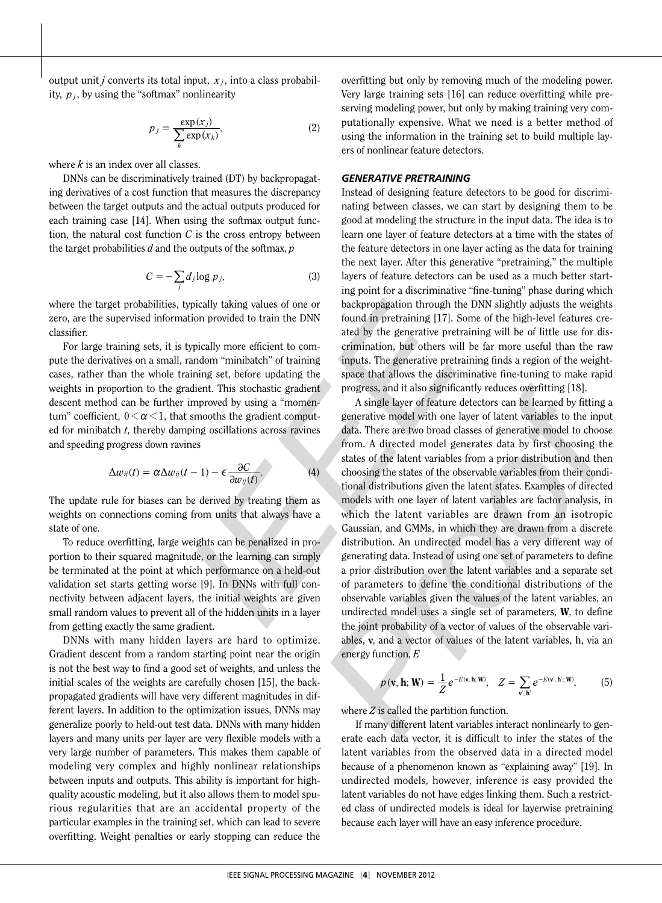output unit $j$ converts its total input, $x_j$, into a class probability, $p_j$, by using the "softmax" nonlinearity

$$p_j = \frac{\exp(x_j)}{\sum_k \exp(x_k)}, \tag{2}$$

where $k$ is an index over all classes.

DNNs can be discriminatively trained (DT) by backpropagating derivatives of a cost function that measures the discrepancy between the target outputs and the actual outputs produced for each training case [14]. When using the softmax output function, the natural cost function $C$ is the cross entropy between the target probabilities $d$ and the outputs of the softmax, $p$

$$C = -\sum_j d_j \log p_j, \tag{3}$$

where the target probabilities, typically taking values of one or zero, are the supervised information provided to train the DNN classifier.

For large training sets, it is typically more efficient to compute the derivatives on a small, random "minibatch" of training cases, rather than the whole training set, before updating the weights in proportion to the gradient. This stochastic gradient descent method can be further improved by using a "momentum" coefficient, $0 < \alpha < 1$, that smooths the gradient computed for minibatch $t$, thereby damping oscillations across ravines and speeding progress down ravines

$$\Delta w_{ij}(t) = \alpha \Delta w_{ij}(t-1) - \epsilon \frac{\partial C}{\partial w_{ij}(t)}. \tag{4}$$

The update rule for biases can be derived by treating them as weights on connections coming from units that always have a state of one.

To reduce overfitting, large weights can be penalized in proportion to their squared magnitude, or the learning can simply be terminated at the point at which performance on a held-out validation set starts getting worse [9]. In DNNs with full connectivity between adjacent layers, the initial weights are given small random values to prevent all of the hidden units in a layer from getting exactly the same gradient.

DNNs with many hidden layers are hard to optimize. Gradient descent from a random starting point near the origin is not the best way to find a good set of weights, and unless the initial scales of the weights are carefully chosen [15], the backpropagated gradients will have very different magnitudes in different layers. In addition to the optimization issues, DNNs may generalize poorly to held-out test data. DNNs with many hidden layers and many units per layer are very flexible models with a very large number of parameters. This makes them capable of modeling very complex and highly nonlinear relationships between inputs and outputs. This ability is important for high-quality acoustic modeling, but it also allows them to model spurious regularities that are an accidental property of the particular examples in the training set, which can lead to severe overfitting. Weight penalties or early stopping can reduce the overfitting but only by removing much of the modeling power. Very large training sets [16] can reduce overfitting while preserving modeling power, but only by making training very computationally expensive. What we need is a better method of using the information in the training set to build multiple layers of nonlinear feature detectors.

### GENERATIVE PRETRAINING

Instead of designing feature detectors to be good for discriminating between classes, we can start by designing them to be good at modeling the structure in the input data. The idea is to learn one layer of feature detectors at a time with the states of the feature detectors in one layer acting as the data for training the next layer. After this generative "pretraining," the multiple layers of feature detectors can be used as a much better starting point for a discriminative "fine-tuning" phase during which backpropagation through the DNN slightly adjusts the weights found in pretraining [17]. Some of the high-level features created by the generative pretraining will be of little use for discrimination, but others will be far more useful than the raw inputs. The generative pretraining finds a region of the weight-space that allows the discriminative fine-tuning to make rapid progress, and it also significantly reduces overfitting [18].

A single layer of feature detectors can be learned by fitting a generative model with one layer of latent variables to the input data. There are two broad classes of generative model to choose from. A directed model generates data by first choosing the states of the latent variables from a prior distribution and then choosing the states of the observable variables from their conditional distributions given the latent states. Examples of directed models with one layer of latent variables are factor analysis, in which the latent variables are drawn from an isotropic Gaussian, and GMMs, in which they are drawn from a discrete distribution. An undirected model has a very different way of generating data. Instead of using one set of parameters to define a prior distribution over the latent variables and a separate set of parameters to define the conditional distributions of the observable variables given the values of the latent variables, an undirected model uses a single set of parameters, $\mathbf{W}$, to define the joint probability of a vector of values of the observable variables, $\mathbf{v}$, and a vector of values of the latent variables, $\mathbf{h}$, via an energy function, $E$

$$p(\mathbf{v}, \mathbf{h}; \mathbf{W}) = \frac{1}{Z} e^{-E(\mathbf{v}, \mathbf{h}; \mathbf{W})}, \quad Z = \sum_{\mathbf{v}', \mathbf{h}'} e^{-E(\mathbf{v}', \mathbf{h}'; \mathbf{W})}, \tag{5}$$

where $Z$ is called the partition function.

If many different latent variables interact nonlinearly to generate each data vector, it is difficult to infer the states of the latent variables from the observed data in a directed model because of a phenomenon known as "explaining away" [19]. In undirected models, however, inference is easy provided the latent variables do not have edges linking them. Such a restricted class of undirected models is ideal for layerwise pretraining because each layer will have an easy inference procedure.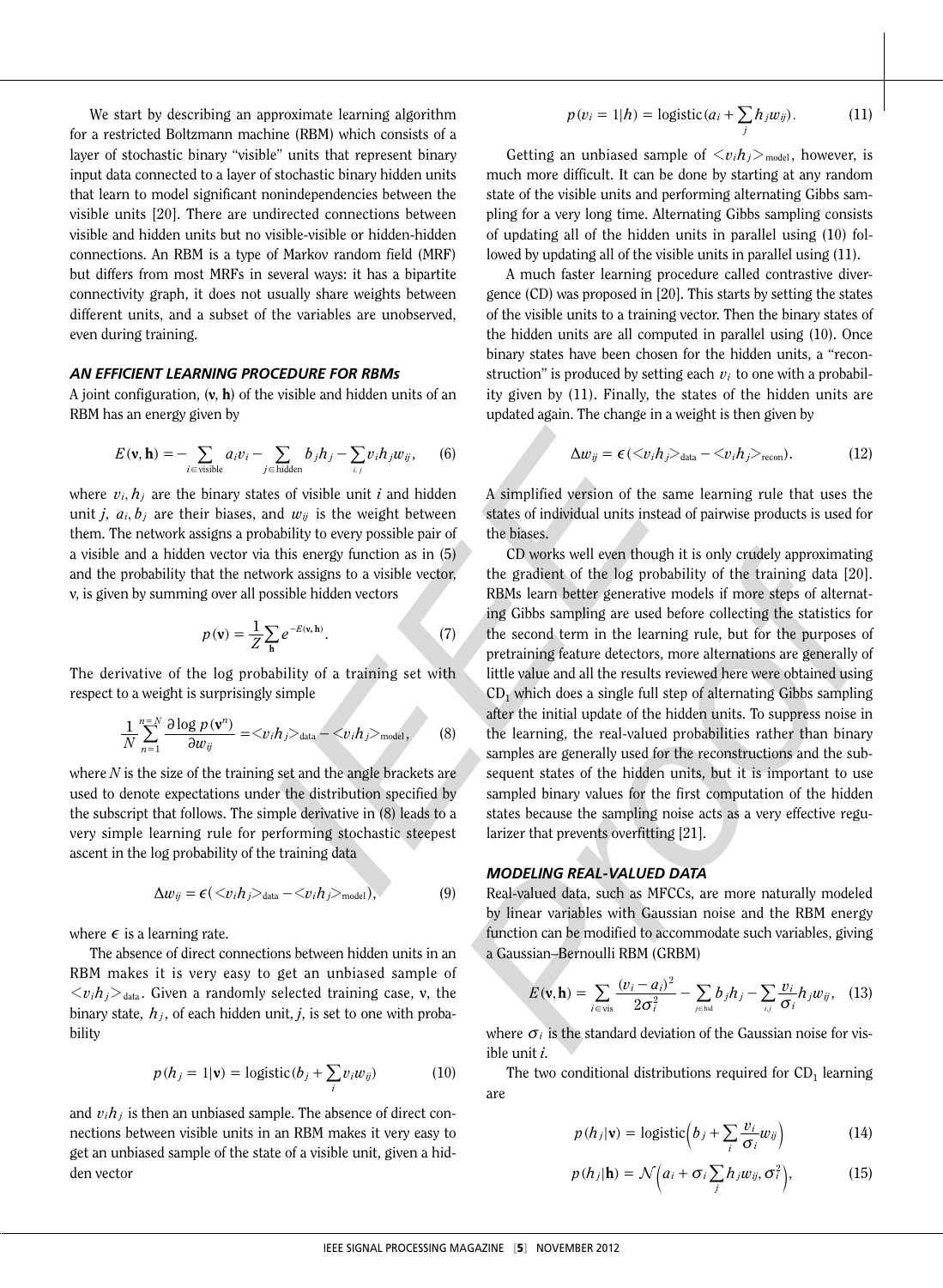We start by describing an approximate learning algorithm for a restricted Boltzmann machine (RBM) which consists of a layer of stochastic binary "visible" units that represent binary input data connected to a layer of stochastic binary hidden units that learn to model significant nonindependencies between the visible units [20]. There are undirected connections between visible and hidden units but no visible-visible or hidden-hidden connections. An RBM is a type of Markov random field (MRF) but differs from most MRFs in several ways: it has a bipartite connectivity graph, it does not usually share weights between different units, and a subset of the variables are unobserved, even during training.

### AN EFFICIENT LEARNING PROCEDURE FOR RBMs

A joint configuration, $(\mathbf{v}, \mathbf{h})$ of the visible and hidden units of an RBM has an energy given by

$$E(\mathbf{v}, \mathbf{h}) = -\sum_{i \in \text{visible}} a_i v_i - \sum_{j \in \text{hidden}} b_j h_j - \sum_{i,j} v_i h_j w_{ij}, \qquad (6)$$

where $v_i, h_j$ are the binary states of visible unit $i$ and hidden unit $j$, $a_i, b_j$ are their biases, and $w_{ij}$ is the weight between them. The network assigns a probability to every possible pair of a visible and a hidden vector via this energy function as in (5) and the probability that the network assigns to a visible vector, $\mathbf{v}$, is given by summing over all possible hidden vectors

$$p(\mathbf{v}) = \frac{1}{Z} \sum_{\mathbf{h}} e^{-E(\mathbf{v}, \mathbf{h})}. \qquad (7)$$

The derivative of the log probability of a training set with respect to a weight is surprisingly simple

$$\frac{1}{N} \sum_{n=1}^{n=N} \frac{\partial \log p(\mathbf{v}^n)}{\partial w_{ij}} = \langle v_i h_j \rangle_{\text{data}} - \langle v_i h_j \rangle_{\text{model}}, \qquad (8)$$

where $N$ is the size of the training set and the angle brackets are used to denote expectations under the distribution specified by the subscript that follows. The simple derivative in (8) leads to a very simple learning rule for performing stochastic steepest ascent in the log probability of the training data

$$\Delta w_{ij} = \epsilon (\langle v_i h_j \rangle_{\text{data}} - \langle v_i h_j \rangle_{\text{model}}), \qquad (9)$$

where $\epsilon$ is a learning rate.

The absence of direct connections between hidden units in an RBM makes it is very easy to get an unbiased sample of $\langle v_i h_j \rangle_{\text{data}}$. Given a randomly selected training case, $\mathbf{v}$, the binary state, $h_j$, of each hidden unit, $j$, is set to one with probability

$$p(h_j = 1 | \mathbf{v}) = \text{logistic}(b_j + \sum_i v_i w_{ij}) \qquad (10)$$

and $v_i h_j$ is then an unbiased sample. The absence of direct connections between visible units in an RBM makes it very easy to get an unbiased sample of the state of a visible unit, given a hidden vector

$$p(v_i = 1 | h) = \text{logistic}(a_i + \sum_j h_j w_{ij}). \qquad (11)$$

Getting an unbiased sample of $\langle v_i h_j \rangle_{\text{model}}$, however, is much more difficult. It can be done by starting at any random state of the visible units and performing alternating Gibbs sampling for a very long time. Alternating Gibbs sampling consists of updating all of the hidden units in parallel using (10) followed by updating all of the visible units in parallel using (11).

A much faster learning procedure called contrastive divergence (CD) was proposed in [20]. This starts by setting the states of the visible units to a training vector. Then the binary states of the hidden units are all computed in parallel using (10). Once binary states have been chosen for the hidden units, a "reconstruction" is produced by setting each $v_i$ to one with a probability given by (11). Finally, the states of the hidden units are updated again. The change in a weight is then given by

$$\Delta w_{ij} = \epsilon (\langle v_i h_j \rangle_{\text{data}} - \langle v_i h_j \rangle_{\text{recon}}). \qquad (12)$$

A simplified version of the same learning rule that uses the states of individual units instead of pairwise products is used for the biases.

CD works well even though it is only crudely approximating the gradient of the log probability of the training data [20]. RBMs learn better generative models if more steps of alternating Gibbs sampling are used before collecting the statistics for the second term in the learning rule, but for the purposes of pretraining feature detectors, more alternations are generally of little value and all the results reviewed here were obtained using $\text{CD}_1$ which does a single full step of alternating Gibbs sampling after the initial update of the hidden units. To suppress noise in the learning, the real-valued probabilities rather than binary samples are generally used for the reconstructions and the subsequent states of the hidden units, but it is important to use sampled binary values for the first computation of the hidden states because the sampling noise acts as a very effective regularizer that prevents overfitting [21].

### MODELING REAL-VALUED DATA

Real-valued data, such as MFCCs, are more naturally modeled by linear variables with Gaussian noise and the RBM energy function can be modified to accommodate such variables, giving a Gaussian–Bernoulli RBM (GRBM)

$$E(\mathbf{v}, \mathbf{h}) = \sum_{i \in \text{vis}} \frac{(v_i - a_i)^2}{2\sigma_i^2} - \sum_{j \in \text{hid}} b_j h_j - \sum_{i,j} \frac{v_i}{\sigma_i} h_j w_{ij}, \qquad (13)$$

where $\sigma_i$ is the standard deviation of the Gaussian noise for visible unit $i$.

The two conditional distributions required for $\text{CD}_1$ learning are

$$p(h_j | \mathbf{v}) = \text{logistic}\left(b_j + \sum_i \frac{v_i}{\sigma_i} w_{ij}\right) \qquad (14)$$

$$p(h_j | \mathbf{h}) = \mathcal{N}\left(a_i + \sigma_i \sum_j h_j w_{ij}, \sigma_i^2\right), \qquad (15)$$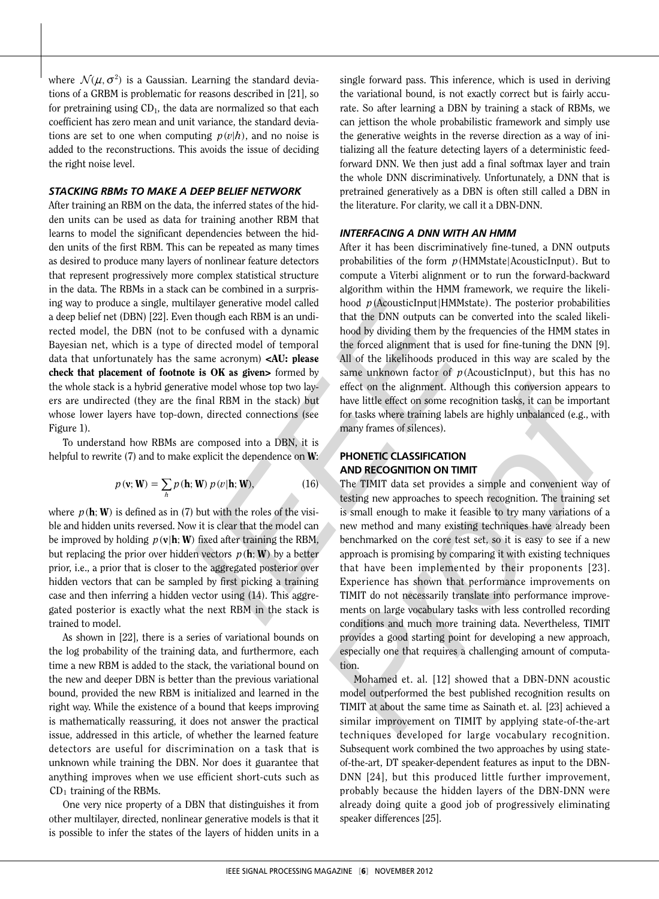where $\mathcal{N}(\mu, \sigma^2)$ is a Gaussian. Learning the standard deviations of a GRBM is problematic for reasons described in [21], so for pretraining using $CD_1$, the data are normalized so that each coefficient has zero mean and unit variance, the standard deviations are set to one when computing $p(v|h)$, and no noise is added to the reconstructions. This avoids the issue of deciding the right noise level.

### STACKING RBMs TO MAKE A DEEP BELIEF NETWORK

After training an RBM on the data, the inferred states of the hidden units can be used as data for training another RBM that learns to model the significant dependencies between the hidden units of the first RBM. This can be repeated as many times as desired to produce many layers of nonlinear feature detectors that represent progressively more complex statistical structure in the data. The RBMs in a stack can be combined in a surprising way to produce a single, multilayer generative model called a deep belief net (DBN) [22]. Even though each RBM is an undirected model, the DBN (not to be confused with a dynamic Bayesian net, which is a type of directed model of temporal data that unfortunately has the same acronym) **<AU: please check that placement of footnote is OK as given>** formed by the whole stack is a hybrid generative model whose top two layers are undirected (they are the final RBM in the stack) but whose lower layers have top-down, directed connections (see Figure 1).

To understand how RBMs are composed into a DBN, it is helpful to rewrite (7) and to make explicit the dependence on $\mathbf{W}$:

$$p(\mathbf{v}; \mathbf{W}) = \sum_h p(\mathbf{h}; \mathbf{W})\, p(v|\mathbf{h}; \mathbf{W}), \tag{16}$$

where $p(\mathbf{h}; \mathbf{W})$ is defined as in (7) but with the roles of the visible and hidden units reversed. Now it is clear that the model can be improved by holding $p(\mathbf{v}|\mathbf{h}; \mathbf{W})$ fixed after training the RBM, but replacing the prior over hidden vectors $p(\mathbf{h}; \mathbf{W})$ by a better prior, i.e., a prior that is closer to the aggregated posterior over hidden vectors that can be sampled by first picking a training case and then inferring a hidden vector using (14). This aggregated posterior is exactly what the next RBM in the stack is trained to model.

As shown in [22], there is a series of variational bounds on the log probability of the training data, and furthermore, each time a new RBM is added to the stack, the variational bound on the new and deeper DBN is better than the previous variational bound, provided the new RBM is initialized and learned in the right way. While the existence of a bound that keeps improving is mathematically reassuring, it does not answer the practical issue, addressed in this article, of whether the learned feature detectors are useful for discrimination on a task that is unknown while training the DBN. Nor does it guarantee that anything improves when we use efficient short-cuts such as $CD_1$ training of the RBMs.

One very nice property of a DBN that distinguishes it from other multilayer, directed, nonlinear generative models is that it is possible to infer the states of the layers of hidden units in a single forward pass. This inference, which is used in deriving the variational bound, is not exactly correct but is fairly accurate. So after learning a DBN by training a stack of RBMs, we can jettison the whole probabilistic framework and simply use the generative weights in the reverse direction as a way of initializing all the feature detecting layers of a deterministic feedforward DNN. We then just add a final softmax layer and train the whole DNN discriminatively. Unfortunately, a DNN that is pretrained generatively as a DBN is often still called a DBN in the literature. For clarity, we call it a DBN-DNN.

### INTERFACING A DNN WITH AN HMM

After it has been discriminatively fine-tuned, a DNN outputs probabilities of the form $p(\text{HMMstate}|\text{AcousticInput})$. But to compute a Viterbi alignment or to run the forward-backward algorithm within the HMM framework, we require the likelihood $p(\text{AcousticInput}|\text{HMMstate})$. The posterior probabilities that the DNN outputs can be converted into the scaled likelihood by dividing them by the frequencies of the HMM states in the forced alignment that is used for fine-tuning the DNN [9]. All of the likelihoods produced in this way are scaled by the same unknown factor of $p(\text{AcousticInput})$, but this has no effect on the alignment. Although this conversion appears to have little effect on some recognition tasks, it can be important for tasks where training labels are highly unbalanced (e.g., with many frames of silences).

### PHONETIC CLASSIFICATION AND RECOGNITION ON TIMIT

The TIMIT data set provides a simple and convenient way of testing new approaches to speech recognition. The training set is small enough to make it feasible to try many variations of a new method and many existing techniques have already been benchmarked on the core test set, so it is easy to see if a new approach is promising by comparing it with existing techniques that have been implemented by their proponents [23]. Experience has shown that performance improvements on TIMIT do not necessarily translate into performance improvements on large vocabulary tasks with less controlled recording conditions and much more training data. Nevertheless, TIMIT provides a good starting point for developing a new approach, especially one that requires a challenging amount of computation.

Mohamed et. al. [12] showed that a DBN-DNN acoustic model outperformed the best published recognition results on TIMIT at about the same time as Sainath et. al. [23] achieved a similar improvement on TIMIT by applying state-of-the-art techniques developed for large vocabulary recognition. Subsequent work combined the two approaches by using state-of-the-art, DT speaker-dependent features as input to the DBN-DNN [24], but this produced little further improvement, probably because the hidden layers of the DBN-DNN were already doing quite a good job of progressively eliminating speaker differences [25].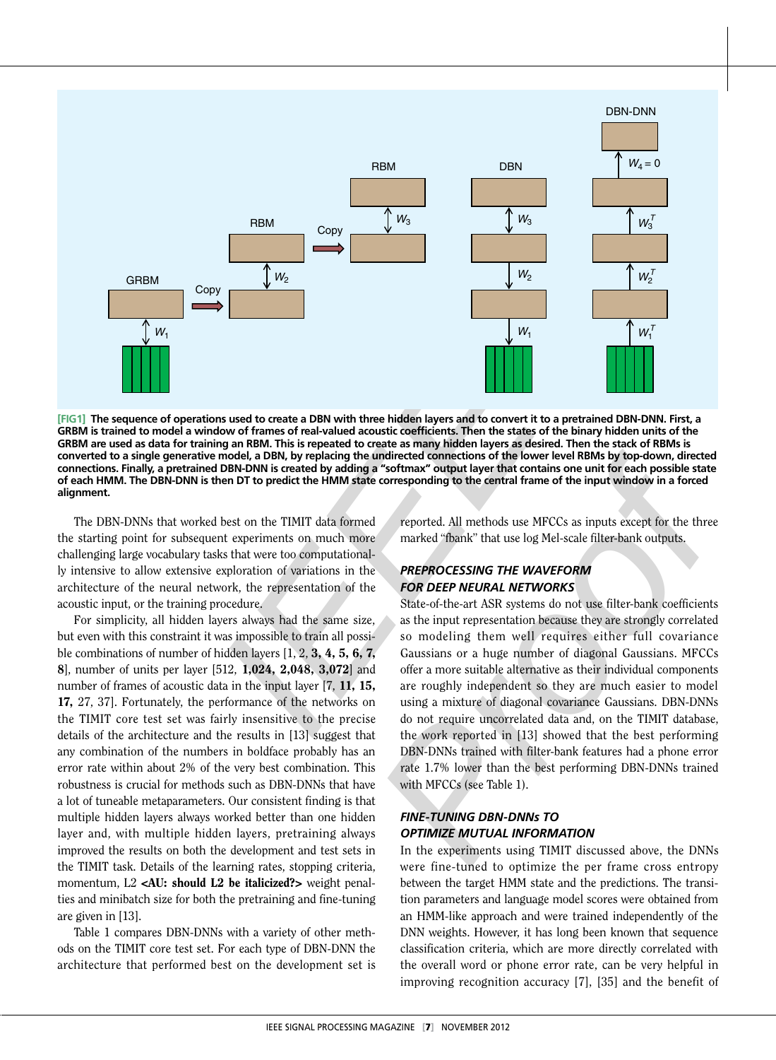[FIG1] **The sequence of operations used to create a DBN with three hidden layers and to convert it to a pretrained DBN-DNN. First, a GRBM is trained to model a window of frames of real-valued acoustic coefficients. Then the states of the binary hidden units of the GRBM are used as data for training an RBM. This is repeated to create as many hidden layers as desired. Then the stack of RBMs is converted to a single generative model, a DBN, by replacing the undirected connections of the lower level RBMs by top-down, directed connections. Finally, a pretrained DBN-DNN is created by adding a "softmax" output layer that contains one unit for each possible state of each HMM. The DBN-DNN is then DT to predict the HMM state corresponding to the central frame of the input window in a forced alignment.**

The DBN-DNNs that worked best on the TIMIT data formed the starting point for subsequent experiments on much more challenging large vocabulary tasks that were too computationally intensive to allow extensive exploration of variations in the architecture of the neural network, the representation of the acoustic input, or the training procedure.

For simplicity, all hidden layers always had the same size, but even with this constraint it was impossible to train all possible combinations of number of hidden layers [1, 2, **3, 4, 5, 6, 7, 8**], number of units per layer [512, **1,024, 2,048, 3,072**] and number of frames of acoustic data in the input layer [7, **11, 15, 17**, 27, 37]. Fortunately, the performance of the networks on the TIMIT core test set was fairly insensitive to the precise details of the architecture and the results in [13] suggest that any combination of the numbers in boldface probably has an error rate within about 2% of the very best combination. This robustness is crucial for methods such as DBN-DNNs that have a lot of tuneable metaparameters. Our consistent finding is that multiple hidden layers always worked better than one hidden layer and, with multiple hidden layers, pretraining always improved the results on both the development and test sets in the TIMIT task. Details of the learning rates, stopping criteria, momentum, L2 **<AU: should L2 be italicized?>** weight penalties and minibatch size for both the pretraining and fine-tuning are given in [13].

Table 1 compares DBN-DNNs with a variety of other methods on the TIMIT core test set. For each type of DBN-DNN the architecture that performed best on the development set is reported. All methods use MFCCs as inputs except for the three marked "fbank" that use log Mel-scale filter-bank outputs.

### PREPROCESSING THE WAVEFORM FOR DEEP NEURAL NETWORKS

State-of-the-art ASR systems do not use filter-bank coefficients as the input representation because they are strongly correlated so modeling them well requires either full covariance Gaussians or a huge number of diagonal Gaussians. MFCCs offer a more suitable alternative as their individual components are roughly independent so they are much easier to model using a mixture of diagonal covariance Gaussians. DBN-DNNs do not require uncorrelated data and, on the TIMIT database, the work reported in [13] showed that the best performing DBN-DNNs trained with filter-bank features had a phone error rate 1.7% lower than the best performing DBN-DNNs trained with MFCCs (see Table 1).

### FINE-TUNING DBN-DNNs TO OPTIMIZE MUTUAL INFORMATION

In the experiments using TIMIT discussed above, the DNNs were fine-tuned to optimize the per frame cross entropy between the target HMM state and the predictions. The transition parameters and language model scores were obtained from an HMM-like approach and were trained independently of the DNN weights. However, it has long been known that sequence classification criteria, which are more directly correlated with the overall word or phone error rate, can be very helpful in improving recognition accuracy [7], [35] and the benefit of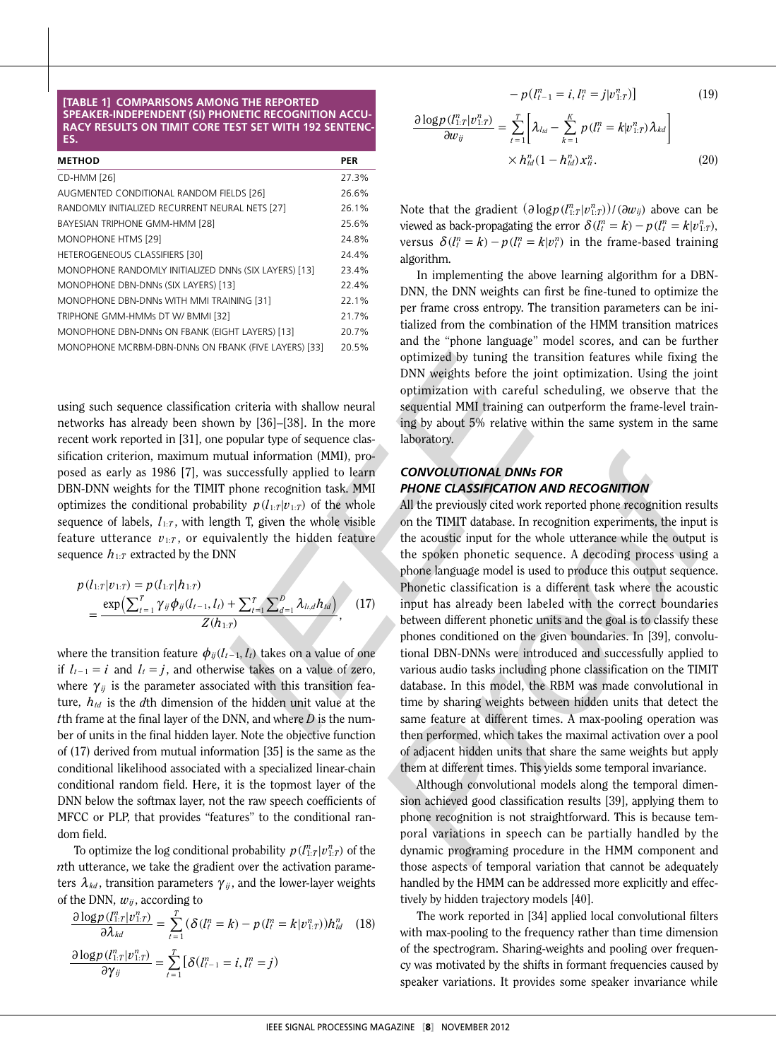**[TABLE 1] COMPARISONS AMONG THE REPORTED SPEAKER-INDEPENDENT (SI) PHONETIC RECOGNITION ACCURACY RESULTS ON TIMIT CORE TEST SET WITH 192 SENTENCES.**

| METHOD | PER |
| --- | --- |
| CD-HMM [26] | 27.3% |
| AUGMENTED CONDITIONAL RANDOM FIELDS [26] | 26.6% |
| RANDOMLY INITIALIZED RECURRENT NEURAL NETS [27] | 26.1% |
| BAYESIAN TRIPHONE GMM-HMM [28] | 25.6% |
| MONOPHONE HTMS [29] | 24.8% |
| HETEROGENEOUS CLASSIFIERS [30] | 24.4% |
| MONOPHONE RANDOMLY INITIALIZED DNNs (SIX LAYERS) [13] | 23.4% |
| MONOPHONE DBN-DNNs (SIX LAYERS) [13] | 22.4% |
| MONOPHONE DBN-DNNs WITH MMI TRAINING [31] | 22.1% |
| TRIPHONE GMM-HMMs DT W/ BMMI [32] | 21.7% |
| MONOPHONE DBN-DNNs ON FBANK (EIGHT LAYERS) [13] | 20.7% |
| MONOPHONE MCRBM-DBN-DNNs ON FBANK (FIVE LAYERS) [33] | 20.5% |

using such sequence classification criteria with shallow neural networks has already been shown by [36]–[38]. In the more recent work reported in [31], one popular type of sequence classification criterion, maximum mutual information (MMI), proposed as early as 1986 [7], was successfully applied to learn DBN-DNN weights for the TIMIT phone recognition task. MMI optimizes the conditional probability $p(l_{1:T}|v_{1:T})$ of the whole sequence of labels, $l_{1:T}$, with length T, given the whole visible feature utterance $v_{1:T}$, or equivalently the hidden feature sequence $h_{1:T}$ extracted by the DNN

$$p(l_{1:T}|v_{1:T}) = p(l_{1:T}|h_{1:T}) = \frac{\exp\left(\sum_{t=1}^{T}\gamma_{ij}\phi_{ij}(l_{t-1},l_t) + \sum_{t=1}^{T}\sum_{d=1}^{D}\lambda_{l_t,d}h_{td}\right)}{Z(h_{1:T})}, \quad (17)$$

where the transition feature $\phi_{ij}(l_{t-1}, l_t)$ takes on a value of one if $l_{t-1} = i$ and $l_t = j$, and otherwise takes on a value of zero, where $\gamma_{ij}$ is the parameter associated with this transition feature, $h_{td}$ is the $d$th dimension of the hidden unit value at the $t$th frame at the final layer of the DNN, and where $D$ is the number of units in the final hidden layer. Note the objective function of (17) derived from mutual information [35] is the same as the conditional likelihood associated with a specialized linear-chain conditional random field. Here, it is the topmost layer of the DNN below the softmax layer, not the raw speech coefficients of MFCC or PLP, that provides "features" to the conditional random field.

To optimize the log conditional probability $p(l_{1:T}^n|v_{1:T}^n)$ of the $n$th utterance, we take the gradient over the activation parameters $\lambda_{kd}$, transition parameters $\gamma_{ij}$, and the lower-layer weights of the DNN, $w_{ij}$, according to

$$\frac{\partial \log p(l_{1:T}^n|v_{1:T}^n)}{\partial \lambda_{kd}} = \sum_{t=1}^{T}\left(\delta(l_t^n = k) - p(l_t^n = k|v_{1:T}^n)\right)h_{td}^n \quad (18)$$

$$\frac{\partial \log p(l_{1:T}^n|v_{1:T}^n)}{\partial \gamma_{ij}} = \sum_{t=1}^{T}\left[\delta(l_{t-1}^n = i, l_t^n = j) - p(l_{t-1}^n = i, l_t^n = j|v_{1:T}^n)\right] \quad (19)$$

$$\frac{\partial \log p(l_{1:T}^n|v_{1:T}^n)}{\partial w_{ij}} = \sum_{t=1}^{T}\left[\lambda_{l_t d} - \sum_{k=1}^{K} p(l_t^n = k|v_{1:T}^n)\lambda_{kd}\right] \times h_{td}^n(1-h_{td}^n)x_{ti}^n. \quad (20)$$

Note that the gradient $(\partial \log p(l_{1:T}^n|v_{1:T}^n))/(\partial w_{ij})$ above can be viewed as back-propagating the error $\delta(l_t^n = k) - p(l_t^n = k|v_{1:T}^n)$, versus $\delta(l_t^n = k) - p(l_t^n = k|v_t^n)$ in the frame-based training algorithm.

In implementing the above learning algorithm for a DBN-DNN, the DNN weights can first be fine-tuned to optimize the per frame cross entropy. The transition parameters can be initialized from the combination of the HMM transition matrices and the "phone language" model scores, and can be further optimized by tuning the transition features while fixing the DNN weights before the joint optimization. Using the joint optimization with careful scheduling, we observe that the sequential MMI training can outperform the frame-level training by about 5% relative within the same system in the same laboratory.

### CONVOLUTIONAL DNNs FOR PHONE CLASSIFICATION AND RECOGNITION

All the previously cited work reported phone recognition results on the TIMIT database. In recognition experiments, the input is the acoustic input for the whole utterance while the output is the spoken phonetic sequence. A decoding process using a phone language model is used to produce this output sequence. Phonetic classification is a different task where the acoustic input has already been labeled with the correct boundaries between different phonetic units and the goal is to classify these phones conditioned on the given boundaries. In [39], convolutional DBN-DNNs were introduced and successfully applied to various audio tasks including phone classification on the TIMIT database. In this model, the RBM was made convolutional in time by sharing weights between hidden units that detect the same feature at different times. A max-pooling operation was then performed, which takes the maximal activation over a pool of adjacent hidden units that share the same weights but apply them at different times. This yields some temporal invariance.

Although convolutional models along the temporal dimension achieved good classification results [39], applying them to phone recognition is not straightforward. This is because temporal variations in speech can be partially handled by the dynamic programing procedure in the HMM component and those aspects of temporal variation that cannot be adequately handled by the HMM can be addressed more explicitly and effectively by hidden trajectory models [40].

The work reported in [34] applied local convolutional filters with max-pooling to the frequency rather than time dimension of the spectrogram. Sharing-weights and pooling over frequency was motivated by the shifts in formant frequencies caused by speaker variations. It provides some speaker invariance while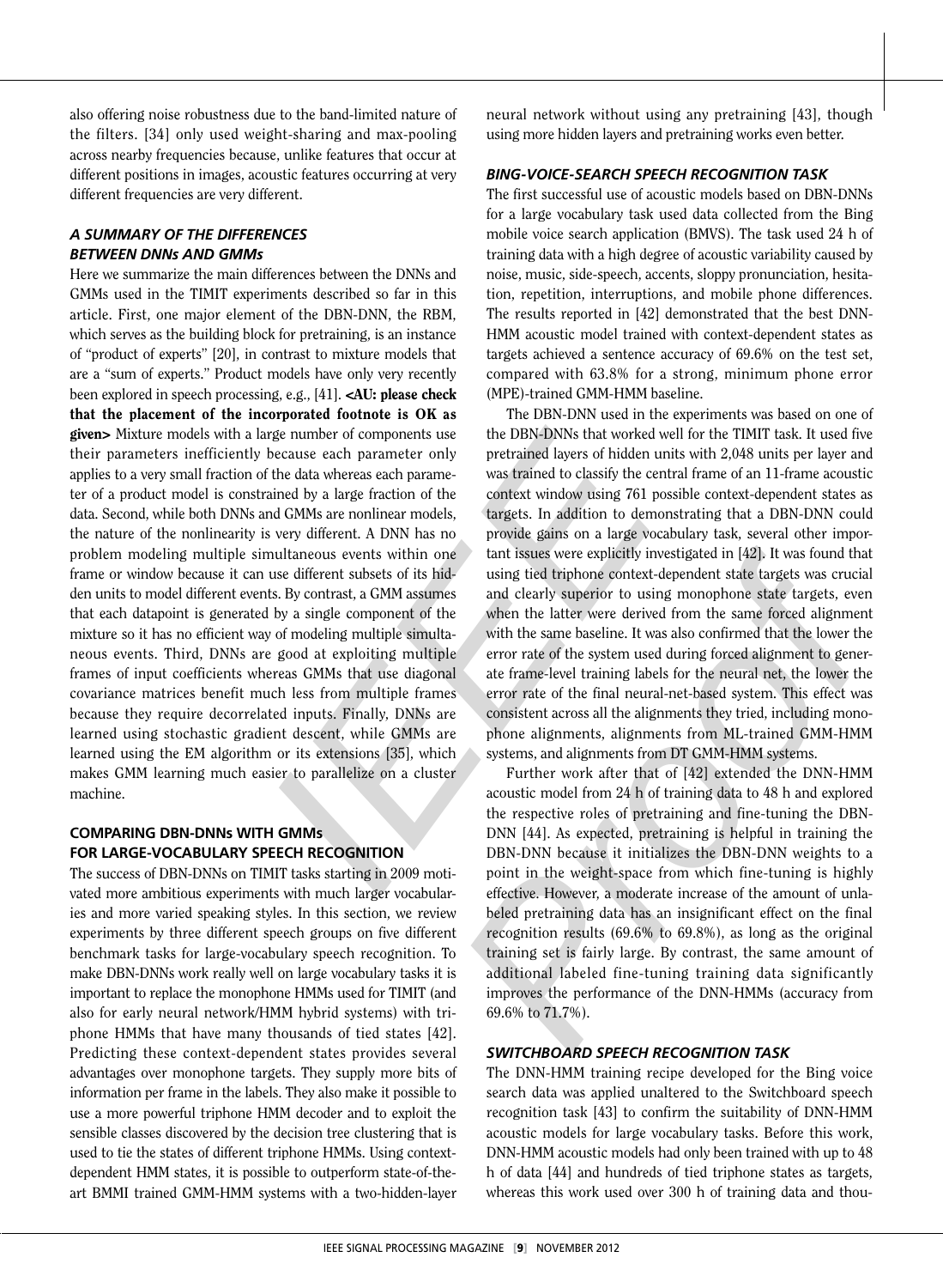also offering noise robustness due to the band-limited nature of the filters. [34] only used weight-sharing and max-pooling across nearby frequencies because, unlike features that occur at different positions in images, acoustic features occurring at very different frequencies are very different.

### *A SUMMARY OF THE DIFFERENCES BETWEEN DNNs AND GMMs*

Here we summarize the main differences between the DNNs and GMMs used in the TIMIT experiments described so far in this article. First, one major element of the DBN-DNN, the RBM, which serves as the building block for pretraining, is an instance of "product of experts" [20], in contrast to mixture models that are a "sum of experts." Product models have only very recently been explored in speech processing, e.g., [41]. **<AU: please check that the placement of the incorporated footnote is OK as given>** Mixture models with a large number of components use their parameters inefficiently because each parameter only applies to a very small fraction of the data whereas each parameter of a product model is constrained by a large fraction of the data. Second, while both DNNs and GMMs are nonlinear models, the nature of the nonlinearity is very different. A DNN has no problem modeling multiple simultaneous events within one frame or window because it can use different subsets of its hidden units to model different events. By contrast, a GMM assumes that each datapoint is generated by a single component of the mixture so it has no efficient way of modeling multiple simultaneous events. Third, DNNs are good at exploiting multiple frames of input coefficients whereas GMMs that use diagonal covariance matrices benefit much less from multiple frames because they require decorrelated inputs. Finally, DNNs are learned using stochastic gradient descent, while GMMs are learned using the EM algorithm or its extensions [35], which makes GMM learning much easier to parallelize on a cluster machine.

## COMPARING DBN-DNNs WITH GMMs FOR LARGE-VOCABULARY SPEECH RECOGNITION

The success of DBN-DNNs on TIMIT tasks starting in 2009 motivated more ambitious experiments with much larger vocabularies and more varied speaking styles. In this section, we review experiments by three different speech groups on five different benchmark tasks for large-vocabulary speech recognition. To make DBN-DNNs work really well on large vocabulary tasks it is important to replace the monophone HMMs used for TIMIT (and also for early neural network/HMM hybrid systems) with triphone HMMs that have many thousands of tied states [42]. Predicting these context-dependent states provides several advantages over monophone targets. They supply more bits of information per frame in the labels. They also make it possible to use a more powerful triphone HMM decoder and to exploit the sensible classes discovered by the decision tree clustering that is used to tie the states of different triphone HMMs. Using context-dependent HMM states, it is possible to outperform state-of-the-art BMMI trained GMM-HMM systems with a two-hidden-layer neural network without using any pretraining [43], though using more hidden layers and pretraining works even better.

### *BING-VOICE-SEARCH SPEECH RECOGNITION TASK*

The first successful use of acoustic models based on DBN-DNNs for a large vocabulary task used data collected from the Bing mobile voice search application (BMVS). The task used 24 h of training data with a high degree of acoustic variability caused by noise, music, side-speech, accents, sloppy pronunciation, hesitation, repetition, interruptions, and mobile phone differences. The results reported in [42] demonstrated that the best DNN-HMM acoustic model trained with context-dependent states as targets achieved a sentence accuracy of 69.6% on the test set, compared with 63.8% for a strong, minimum phone error (MPE)-trained GMM-HMM baseline.

The DBN-DNN used in the experiments was based on one of the DBN-DNNs that worked well for the TIMIT task. It used five pretrained layers of hidden units with 2,048 units per layer and was trained to classify the central frame of an 11-frame acoustic context window using 761 possible context-dependent states as targets. In addition to demonstrating that a DBN-DNN could provide gains on a large vocabulary task, several other important issues were explicitly investigated in [42]. It was found that using tied triphone context-dependent state targets was crucial and clearly superior to using monophone state targets, even when the latter were derived from the same forced alignment with the same baseline. It was also confirmed that the lower the error rate of the system used during forced alignment to generate frame-level training labels for the neural net, the lower the error rate of the final neural-net-based system. This effect was consistent across all the alignments they tried, including monophone alignments, alignments from ML-trained GMM-HMM systems, and alignments from DT GMM-HMM systems.

Further work after that of [42] extended the DNN-HMM acoustic model from 24 h of training data to 48 h and explored the respective roles of pretraining and fine-tuning the DBN-DNN [44]. As expected, pretraining is helpful in training the DBN-DNN because it initializes the DBN-DNN weights to a point in the weight-space from which fine-tuning is highly effective. However, a moderate increase of the amount of unlabeled pretraining data has an insignificant effect on the final recognition results (69.6% to 69.8%), as long as the original training set is fairly large. By contrast, the same amount of additional labeled fine-tuning training data significantly improves the performance of the DNN-HMMs (accuracy from 69.6% to 71.7%).

### *SWITCHBOARD SPEECH RECOGNITION TASK*

The DNN-HMM training recipe developed for the Bing voice search data was applied unaltered to the Switchboard speech recognition task [43] to confirm the suitability of DNN-HMM acoustic models for large vocabulary tasks. Before this work, DNN-HMM acoustic models had only been trained with up to 48 h of data [44] and hundreds of tied triphone states as targets, whereas this work used over 300 h of training data and thou-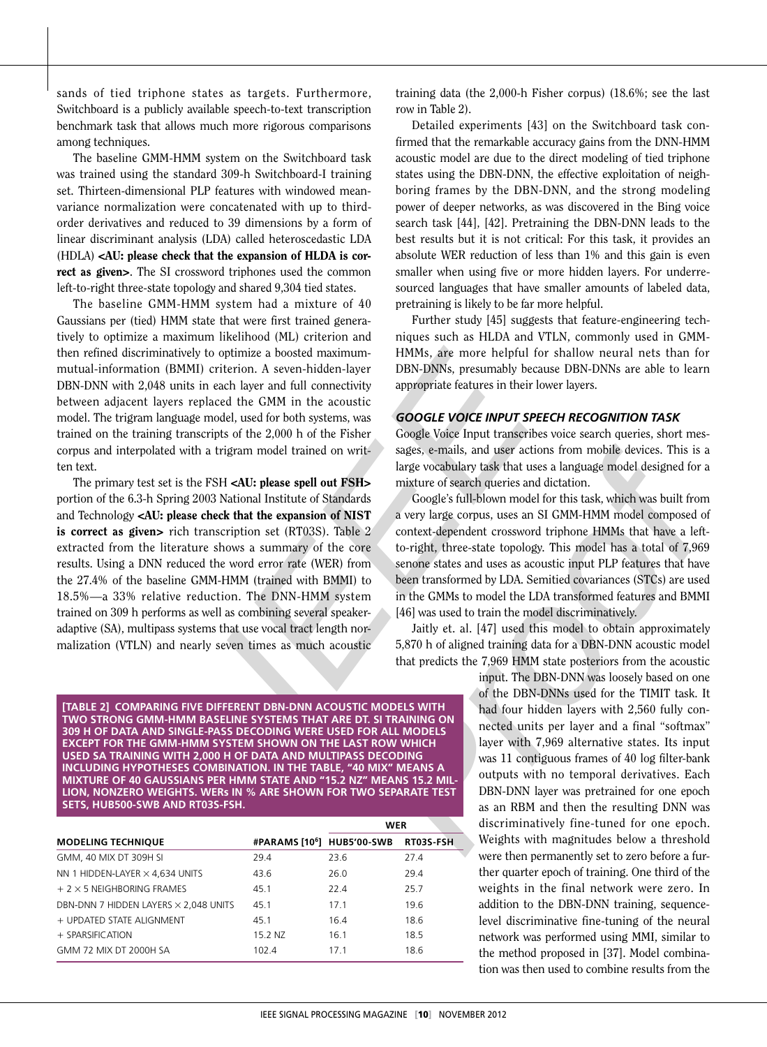sands of tied triphone states as targets. Furthermore, Switchboard is a publicly available speech-to-text transcription benchmark task that allows much more rigorous comparisons among techniques.

The baseline GMM-HMM system on the Switchboard task was trained using the standard 309-h Switchboard-I training set. Thirteen-dimensional PLP features with windowed mean-variance normalization were concatenated with up to third-order derivatives and reduced to 39 dimensions by a form of linear discriminant analysis (LDA) called heteroscedastic LDA (HDLA) **<AU: please check that the expansion of HLDA is correct as given>**. The SI crossword triphones used the common left-to-right three-state topology and shared 9,304 tied states.

The baseline GMM-HMM system had a mixture of 40 Gaussians per (tied) HMM state that were first trained generatively to optimize a maximum likelihood (ML) criterion and then refined discriminatively to optimize a boosted maximum-mutual-information (BMMI) criterion. A seven-hidden-layer DBN-DNN with 2,048 units in each layer and full connectivity between adjacent layers replaced the GMM in the acoustic model. The trigram language model, used for both systems, was trained on the training transcripts of the 2,000 h of the Fisher corpus and interpolated with a trigram model trained on written text.

The primary test set is the FSH **<AU: please spell out FSH>** portion of the 6.3-h Spring 2003 National Institute of Standards and Technology **<AU: please check that the expansion of NIST is correct as given>** rich transcription set (RT03S). Table 2 extracted from the literature shows a summary of the core results. Using a DNN reduced the word error rate (WER) from the 27.4% of the baseline GMM-HMM (trained with BMMI) to 18.5%—a 33% relative reduction. The DNN-HMM system trained on 309 h performs as well as combining several speaker-adaptive (SA), multipass systems that use vocal tract length normalization (VTLN) and nearly seven times as much acoustic training data (the 2,000-h Fisher corpus) (18.6%; see the last row in Table 2).

Detailed experiments [43] on the Switchboard task confirmed that the remarkable accuracy gains from the DNN-HMM acoustic model are due to the direct modeling of tied triphone states using the DBN-DNN, the effective exploitation of neighboring frames by the DBN-DNN, and the strong modeling power of deeper networks, as was discovered in the Bing voice search task [44], [42]. Pretraining the DBN-DNN leads to the best results but it is not critical: For this task, it provides an absolute WER reduction of less than 1% and this gain is even smaller when using five or more hidden layers. For underresourced languages that have smaller amounts of labeled data, pretraining is likely to be far more helpful.

Further study [45] suggests that feature-engineering techniques such as HLDA and VTLN, commonly used in GMM-HMMs, are more helpful for shallow neural nets than for DBN-DNNs, presumably because DBN-DNNs are able to learn appropriate features in their lower layers.

### GOOGLE VOICE INPUT SPEECH RECOGNITION TASK

Google Voice Input transcribes voice search queries, short messages, e-mails, and user actions from mobile devices. This is a large vocabulary task that uses a language model designed for a mixture of search queries and dictation.

Google's full-blown model for this task, which was built from a very large corpus, uses an SI GMM-HMM model composed of context-dependent crossword triphone HMMs that have a left-to-right, three-state topology. This model has a total of 7,969 senone states and uses as acoustic input PLP features that have been transformed by LDA. Semitied covariances (STCs) are used in the GMMs to model the LDA transformed features and BMMI [46] was used to train the model discriminatively.

Jaitly et. al. [47] used this model to obtain approximately 5,870 h of aligned training data for a DBN-DNN acoustic model that predicts the 7,969 HMM state posteriors from the acoustic input. The DBN-DNN was loosely based on one of the DBN-DNNs used for the TIMIT task. It had four hidden layers with 2,560 fully connected units per layer and a final "softmax" layer with 7,969 alternative states. Its input was 11 contiguous frames of 40 log filter-bank outputs with no temporal derivatives. Each DBN-DNN layer was pretrained for one epoch as an RBM and then the resulting DNN was discriminatively fine-tuned for one epoch. Weights with magnitudes below a threshold were then permanently set to zero before a further quarter epoch of training. One third of the weights in the final network were zero. In addition to the DBN-DNN training, sequence-level discriminative fine-tuning of the neural network was performed using MMI, similar to the method proposed in [37]. Model combination was then used to combine results from the

**[TABLE 2] COMPARING FIVE DIFFERENT DBN-DNN ACOUSTIC MODELS WITH TWO STRONG GMM-HMM BASELINE SYSTEMS THAT ARE DT. SI TRAINING ON 309 H OF DATA AND SINGLE-PASS DECODING WERE USED FOR ALL MODELS EXCEPT FOR THE GMM-HMM SYSTEM SHOWN ON THE LAST ROW WHICH USED SA TRAINING WITH 2,000 H OF DATA AND MULTIPASS DECODING INCLUDING HYPOTHESES COMBINATION. IN THE TABLE, "40 MIX" MEANS A MIXTURE OF 40 GAUSSIANS PER HMM STATE AND "15.2 NZ" MEANS 15.2 MILLION, NONZERO WEIGHTS. WERs IN % ARE SHOWN FOR TWO SEPARATE TEST SETS, HUB500-SWB AND RT03S-FSH.**

| | | WER | |
|---|---|---|---|
| MODELING TECHNIQUE | #PARAMS [$10^6$] | HUB5'00-SWB | RT03S-FSH |
| GMM, 40 MIX DT 309H SI | 29.4 | 23.6 | 27.4 |
| NN 1 HIDDEN-LAYER × 4,634 UNITS | 43.6 | 26.0 | 29.4 |
| + 2 × 5 NEIGHBORING FRAMES | 45.1 | 22.4 | 25.7 |
| DBN-DNN 7 HIDDEN LAYERS × 2,048 UNITS | 45.1 | 17.1 | 19.6 |
| + UPDATED STATE ALIGNMENT | 45.1 | 16.4 | 18.6 |
| + SPARSIFICATION | 15.2 NZ | 16.1 | 18.5 |
| GMM 72 MIX DT 2000H SA | 102.4 | 17.1 | 18.6 |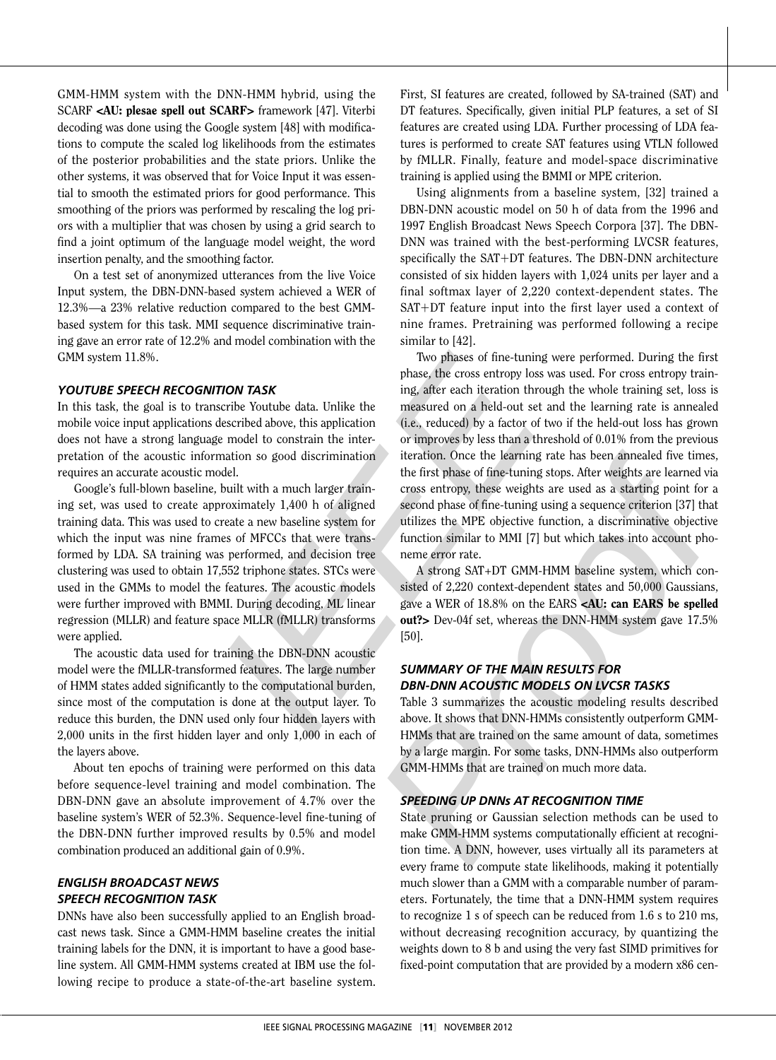GMM-HMM system with the DNN-HMM hybrid, using the SCARF **<AU: plesae spell out SCARF>** framework [47]. Viterbi decoding was done using the Google system [48] with modifications to compute the scaled log likelihoods from the estimates of the posterior probabilities and the state priors. Unlike the other systems, it was observed that for Voice Input it was essential to smooth the estimated priors for good performance. This smoothing of the priors was performed by rescaling the log priors with a multiplier that was chosen by using a grid search to find a joint optimum of the language model weight, the word insertion penalty, and the smoothing factor.

On a test set of anonymized utterances from the live Voice Input system, the DBN-DNN-based system achieved a WER of 12.3%—a 23% relative reduction compared to the best GMM-based system for this task. MMI sequence discriminative training gave an error rate of 12.2% and model combination with the GMM system 11.8%.

### *YOUTUBE SPEECH RECOGNITION TASK*

In this task, the goal is to transcribe Youtube data. Unlike the mobile voice input applications described above, this application does not have a strong language model to constrain the interpretation of the acoustic information so good discrimination requires an accurate acoustic model.

Google's full-blown baseline, built with a much larger training set, was used to create approximately 1,400 h of aligned training data. This was used to create a new baseline system for which the input was nine frames of MFCCs that were transformed by LDA. SA training was performed, and decision tree clustering was used to obtain 17,552 triphone states. STCs were used in the GMMs to model the features. The acoustic models were further improved with BMMI. During decoding, ML linear regression (MLLR) and feature space MLLR (fMLLR) transforms were applied.

The acoustic data used for training the DBN-DNN acoustic model were the fMLLR-transformed features. The large number of HMM states added significantly to the computational burden, since most of the computation is done at the output layer. To reduce this burden, the DNN used only four hidden layers with 2,000 units in the first hidden layer and only 1,000 in each of the layers above.

About ten epochs of training were performed on this data before sequence-level training and model combination. The DBN-DNN gave an absolute improvement of 4.7% over the baseline system's WER of 52.3%. Sequence-level fine-tuning of the DBN-DNN further improved results by 0.5% and model combination produced an additional gain of 0.9%.

### *ENGLISH BROADCAST NEWS SPEECH RECOGNITION TASK*

DNNs have also been successfully applied to an English broadcast news task. Since a GMM-HMM baseline creates the initial training labels for the DNN, it is important to have a good baseline system. All GMM-HMM systems created at IBM use the following recipe to produce a state-of-the-art baseline system. First, SI features are created, followed by SA-trained (SAT) and DT features. Specifically, given initial PLP features, a set of SI features are created using LDA. Further processing of LDA features is performed to create SAT features using VTLN followed by fMLLR. Finally, feature and model-space discriminative training is applied using the BMMI or MPE criterion.

Using alignments from a baseline system, [32] trained a DBN-DNN acoustic model on 50 h of data from the 1996 and 1997 English Broadcast News Speech Corpora [37]. The DBN-DNN was trained with the best-performing LVCSR features, specifically the SAT+DT features. The DBN-DNN architecture consisted of six hidden layers with 1,024 units per layer and a final softmax layer of 2,220 context-dependent states. The SAT+DT feature input into the first layer used a context of nine frames. Pretraining was performed following a recipe similar to [42].

Two phases of fine-tuning were performed. During the first phase, the cross entropy loss was used. For cross entropy training, after each iteration through the whole training set, loss is measured on a held-out set and the learning rate is annealed (i.e., reduced) by a factor of two if the held-out loss has grown or improves by less than a threshold of 0.01% from the previous iteration. Once the learning rate has been annealed five times, the first phase of fine-tuning stops. After weights are learned via cross entropy, these weights are used as a starting point for a second phase of fine-tuning using a sequence criterion [37] that utilizes the MPE objective function, a discriminative objective function similar to MMI [7] but which takes into account phoneme error rate.

A strong SAT+DT GMM-HMM baseline system, which consisted of 2,220 context-dependent states and 50,000 Gaussians, gave a WER of 18.8% on the EARS **<AU: can EARS be spelled out?>** Dev-04f set, whereas the DNN-HMM system gave 17.5% [50].

### *SUMMARY OF THE MAIN RESULTS FOR DBN-DNN ACOUSTIC MODELS ON LVCSR TASKS*

Table 3 summarizes the acoustic modeling results described above. It shows that DNN-HMMs consistently outperform GMM-HMMs that are trained on the same amount of data, sometimes by a large margin. For some tasks, DNN-HMMs also outperform GMM-HMMs that are trained on much more data.

### *SPEEDING UP DNNs AT RECOGNITION TIME*

State pruning or Gaussian selection methods can be used to make GMM-HMM systems computationally efficient at recognition time. A DNN, however, uses virtually all its parameters at every frame to compute state likelihoods, making it potentially much slower than a GMM with a comparable number of parameters. Fortunately, the time that a DNN-HMM system requires to recognize 1 s of speech can be reduced from 1.6 s to 210 ms, without decreasing recognition accuracy, by quantizing the weights down to 8 b and using the very fast SIMD primitives for fixed-point computation that are provided by a modern x86 cen-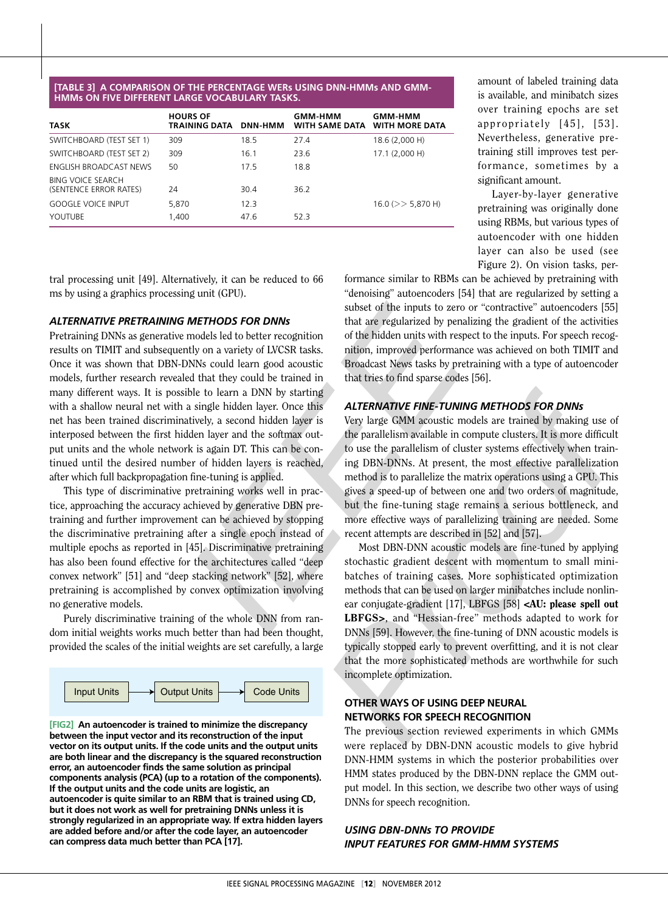**[TABLE 3] A COMPARISON OF THE PERCENTAGE WERs USING DNN-HMMs AND GMM-HMMs ON FIVE DIFFERENT LARGE VOCABULARY TASKS.**

| TASK | HOURS OF TRAINING DATA | DNN-HMM | GMM-HMM WITH SAME DATA | GMM-HMM WITH MORE DATA |
|---|---|---|---|---|
| SWITCHBOARD (TEST SET 1) | 309 | 18.5 | 27.4 | 18.6 (2,000 H) |
| SWITCHBOARD (TEST SET 2) | 309 | 16.1 | 23.6 | 17.1 (2,000 H) |
| ENGLISH BROADCAST NEWS | 50 | 17.5 | 18.8 | |
| BING VOICE SEARCH (SENTENCE ERROR RATES) | 24 | 30.4 | 36.2 | |
| GOOGLE VOICE INPUT | 5,870 | 12.3 | | 16.0 (>> 5,870 H) |
| YOUTUBE | 1,400 | 47.6 | 52.3 | |

tral processing unit [49]. Alternatively, it can be reduced to 66 ms by using a graphics processing unit (GPU).

### *ALTERNATIVE PRETRAINING METHODS FOR DNNs*

Pretraining DNNs as generative models led to better recognition results on TIMIT and subsequently on a variety of LVCSR tasks. Once it was shown that DBN-DNNs could learn good acoustic models, further research revealed that they could be trained in many different ways. It is possible to learn a DNN by starting with a shallow neural net with a single hidden layer. Once this net has been trained discriminatively, a second hidden layer is interposed between the first hidden layer and the softmax output units and the whole network is again DT. This can be continued until the desired number of hidden layers is reached, after which full backpropagation fine-tuning is applied.

This type of discriminative pretraining works well in practice, approaching the accuracy achieved by generative DBN pretraining and further improvement can be achieved by stopping the discriminative pretraining after a single epoch instead of multiple epochs as reported in [45]. Discriminative pretraining has also been found effective for the architectures called "deep convex network" [51] and "deep stacking network" [52], where pretraining is accomplished by convex optimization involving no generative models.

Purely discriminative training of the whole DNN from random initial weights works much better than had been thought, provided the scales of the initial weights are set carefully, a large amount of labeled training data is available, and minibatch sizes over training epochs are set appropriately [45], [53]. Nevertheless, generative pretraining still improves test performance, sometimes by a significant amount.

Layer-by-layer generative pretraining was originally done using RBMs, but various types of autoencoder with one hidden layer can also be used (see Figure 2). On vision tasks, performance similar to RBMs can be achieved by pretraining with "denoising" autoencoders [54] that are regularized by setting a subset of the inputs to zero or "contractive" autoencoders [55] that are regularized by penalizing the gradient of the activities of the hidden units with respect to the inputs. For speech recognition, improved performance was achieved on both TIMIT and Broadcast News tasks by pretraining with a type of autoencoder that tries to find sparse codes [56].

Input Units → Output Units → Code Units

**[FIG2] An autoencoder is trained to minimize the discrepancy between the input vector and its reconstruction of the input vector on its output units. If the code units and the output units are both linear and the discrepancy is the squared reconstruction error, an autoencoder finds the same solution as principal components analysis (PCA) (up to a rotation of the components). If the output units and the code units are logistic, an autoencoder is quite similar to an RBM that is trained using CD, but it does not work as well for pretraining DNNs unless it is strongly regularized in an appropriate way. If extra hidden layers are added before and/or after the code layer, an autoencoder can compress data much better than PCA [17].**

### *ALTERNATIVE FINE-TUNING METHODS FOR DNNs*

Very large GMM acoustic models are trained by making use of the parallelism available in compute clusters. It is more difficult to use the parallelism of cluster systems effectively when training DBN-DNNs. At present, the most effective parallelization method is to parallelize the matrix operations using a GPU. This gives a speed-up of between one and two orders of magnitude, but the fine-tuning stage remains a serious bottleneck, and more effective ways of parallelizing training are needed. Some recent attempts are described in [52] and [57].

Most DBN-DNN acoustic models are fine-tuned by applying stochastic gradient descent with momentum to small minibatches of training cases. More sophisticated optimization methods that can be used on larger minibatches include nonlinear conjugate-gradient [17], LBFGS [58] **<AU: please spell out LBFGS>**, and "Hessian-free" methods adapted to work for DNNs [59]. However, the fine-tuning of DNN acoustic models is typically stopped early to prevent overfitting, and it is not clear that the more sophisticated methods are worthwhile for such incomplete optimization.

## OTHER WAYS OF USING DEEP NEURAL NETWORKS FOR SPEECH RECOGNITION

The previous section reviewed experiments in which GMMs were replaced by DBN-DNN acoustic models to give hybrid DNN-HMM systems in which the posterior probabilities over HMM states produced by the DBN-DNN replace the GMM output model. In this section, we describe two other ways of using DNNs for speech recognition.

### *USING DBN-DNNs TO PROVIDE INPUT FEATURES FOR GMM-HMM SYSTEMS*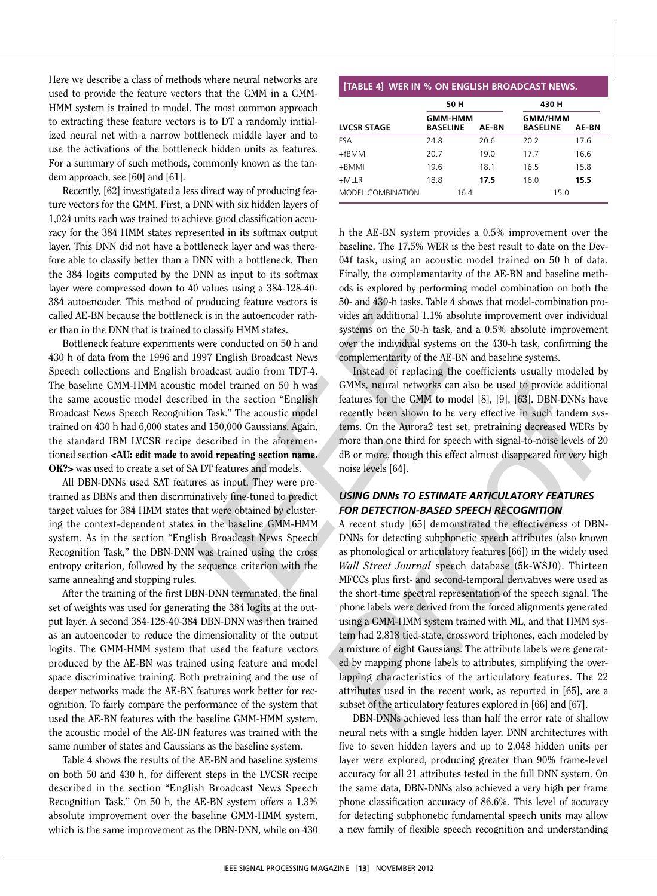Here we describe a class of methods where neural networks are used to provide the feature vectors that the GMM in a GMM-HMM system is trained to model. The most common approach to extracting these feature vectors is to DT a randomly initialized neural net with a narrow bottleneck middle layer and to use the activations of the bottleneck hidden units as features. For a summary of such methods, commonly known as the tandem approach, see [60] and [61].

Recently, [62] investigated a less direct way of producing feature vectors for the GMM. First, a DNN with six hidden layers of 1,024 units each was trained to achieve good classification accuracy for the 384 HMM states represented in its softmax output layer. This DNN did not have a bottleneck layer and was therefore able to classify better than a DNN with a bottleneck. Then the 384 logits computed by the DNN as input to its softmax layer were compressed down to 40 values using a 384-128-40-384 autoencoder. This method of producing feature vectors is called AE-BN because the bottleneck is in the autoencoder rather than in the DNN that is trained to classify HMM states.

Bottleneck feature experiments were conducted on 50 h and 430 h of data from the 1996 and 1997 English Broadcast News Speech collections and English broadcast audio from TDT-4. The baseline GMM-HMM acoustic model trained on 50 h was the same acoustic model described in the section "English Broadcast News Speech Recognition Task." The acoustic model trained on 430 h had 6,000 states and 150,000 Gaussians. Again, the standard IBM LVCSR recipe described in the aforementioned section **<AU: edit made to avoid repeating section name. OK?>** was used to create a set of SA DT features and models.

All DBN-DNNs used SAT features as input. They were pretrained as DBNs and then discriminatively fine-tuned to predict target values for 384 HMM states that were obtained by clustering the context-dependent states in the baseline GMM-HMM system. As in the section "English Broadcast News Speech Recognition Task," the DBN-DNN was trained using the cross entropy criterion, followed by the sequence criterion with the same annealing and stopping rules.

After the training of the first DBN-DNN terminated, the final set of weights was used for generating the 384 logits at the output layer. A second 384-128-40-384 DBN-DNN was then trained as an autoencoder to reduce the dimensionality of the output logits. The GMM-HMM system that used the feature vectors produced by the AE-BN was trained using feature and model space discriminative training. Both pretraining and the use of deeper networks made the AE-BN features work better for recognition. To fairly compare the performance of the system that used the AE-BN features with the baseline GMM-HMM system, the acoustic model of the AE-BN features was trained with the same number of states and Gaussians as the baseline system.

Table 4 shows the results of the AE-BN and baseline systems on both 50 and 430 h, for different steps in the LVCSR recipe described in the section "English Broadcast News Speech Recognition Task." On 50 h, the AE-BN system offers a 1.3% absolute improvement over the baseline GMM-HMM system, which is the same improvement as the DBN-DNN, while on 430 h the AE-BN system provides a 0.5% improvement over the baseline. The 17.5% WER is the best result to date on the Dev-04f task, using an acoustic model trained on 50 h of data. Finally, the complementarity of the AE-BN and baseline methods is explored by performing model combination on both the 50- and 430-h tasks. Table 4 shows that model-combination provides an additional 1.1% absolute improvement over individual systems on the 50-h task, and a 0.5% absolute improvement over the individual systems on the 430-h task, confirming the complementarity of the AE-BN and baseline systems.

**[TABLE 4] WER IN % ON ENGLISH BROADCAST NEWS.**

| | 50 H | | 430 H | |
|---|---|---|---|---|
| LVCSR STAGE | GMM-HMM BASELINE | AE-BN | GMM/HMM BASELINE | AE-BN |
| FSA | 24.8 | 20.6 | 20.2 | 17.6 |
| +fBMMI | 20.7 | 19.0 | 17.7 | 16.6 |
| +BMMI | 19.6 | 18.1 | 16.5 | 15.8 |
| +MLLR | 18.8 | **17.5** | 16.0 | **15.5** |
| MODEL COMBINATION | 16.4 | | 15.0 | |

Instead of replacing the coefficients usually modeled by GMMs, neural networks can also be used to provide additional features for the GMM to model [8], [9], [63]. DBN-DNNs have recently been shown to be very effective in such tandem systems. On the Aurora2 test set, pretraining decreased WERs by more than one third for speech with signal-to-noise levels of 20 dB or more, though this effect almost disappeared for very high noise levels [64].

### *USING DNNs TO ESTIMATE ARTICULATORY FEATURES FOR DETECTION-BASED SPEECH RECOGNITION*

A recent study [65] demonstrated the effectiveness of DBN-DNNs for detecting subphonetic speech attributes (also known as phonological or articulatory features [66]) in the widely used *Wall Street Journal* speech database (5k-WSJ0). Thirteen MFCCs plus first- and second-temporal derivatives were used as the short-time spectral representation of the speech signal. The phone labels were derived from the forced alignments generated using a GMM-HMM system trained with ML, and that HMM system had 2,818 tied-state, crossword triphones, each modeled by a mixture of eight Gaussians. The attribute labels were generated by mapping phone labels to attributes, simplifying the overlapping characteristics of the articulatory features. The 22 attributes used in the recent work, as reported in [65], are a subset of the articulatory features explored in [66] and [67].

DBN-DNNs achieved less than half the error rate of shallow neural nets with a single hidden layer. DNN architectures with five to seven hidden layers and up to 2,048 hidden units per layer were explored, producing greater than 90% frame-level accuracy for all 21 attributes tested in the full DNN system. On the same data, DBN-DNNs also achieved a very high per frame phone classification accuracy of 86.6%. This level of accuracy for detecting subphonetic fundamental speech units may allow a new family of flexible speech recognition and understanding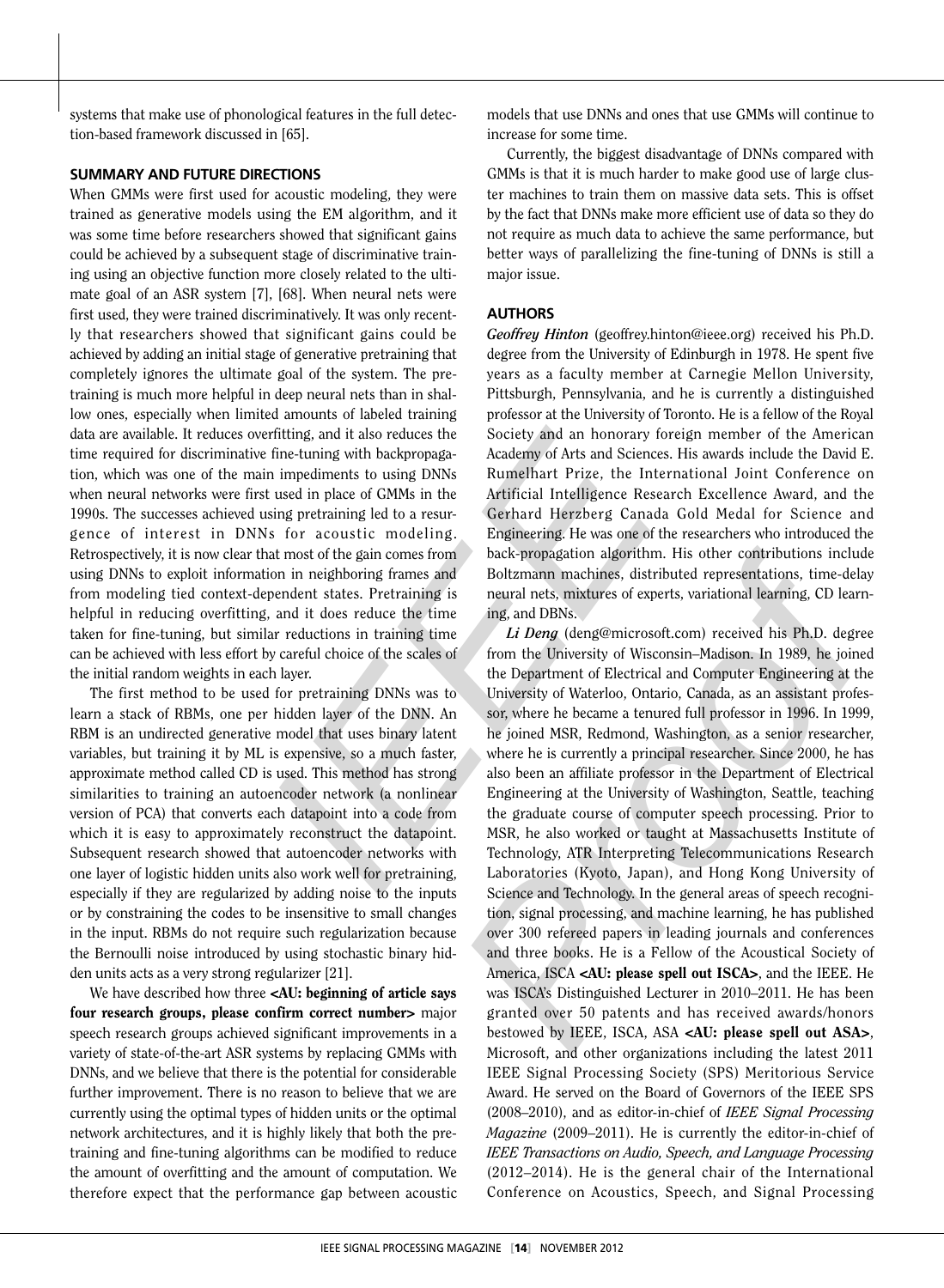systems that make use of phonological features in the full detection-based framework discussed in [65].

## SUMMARY AND FUTURE DIRECTIONS

When GMMs were first used for acoustic modeling, they were trained as generative models using the EM algorithm, and it was some time before researchers showed that significant gains could be achieved by a subsequent stage of discriminative training using an objective function more closely related to the ultimate goal of an ASR system [7], [68]. When neural nets were first used, they were trained discriminatively. It was only recently that researchers showed that significant gains could be achieved by adding an initial stage of generative pretraining that completely ignores the ultimate goal of the system. The pretraining is much more helpful in deep neural nets than in shallow ones, especially when limited amounts of labeled training data are available. It reduces overfitting, and it also reduces the time required for discriminative fine-tuning with backpropagation, which was one of the main impediments to using DNNs when neural networks were first used in place of GMMs in the 1990s. The successes achieved using pretraining led to a resurgence of interest in DNNs for acoustic modeling. Retrospectively, it is now clear that most of the gain comes from using DNNs to exploit information in neighboring frames and from modeling tied context-dependent states. Pretraining is helpful in reducing overfitting, and it does reduce the time taken for fine-tuning, but similar reductions in training time can be achieved with less effort by careful choice of the scales of the initial random weights in each layer.

The first method to be used for pretraining DNNs was to learn a stack of RBMs, one per hidden layer of the DNN. An RBM is an undirected generative model that uses binary latent variables, but training it by ML is expensive, so a much faster, approximate method called CD is used. This method has strong similarities to training an autoencoder network (a nonlinear version of PCA) that converts each datapoint into a code from which it is easy to approximately reconstruct the datapoint. Subsequent research showed that autoencoder networks with one layer of logistic hidden units also work well for pretraining, especially if they are regularized by adding noise to the inputs or by constraining the codes to be insensitive to small changes in the input. RBMs do not require such regularization because the Bernoulli noise introduced by using stochastic binary hidden units acts as a very strong regularizer [21].

We have described how three **<AU: beginning of article says four research groups, please confirm correct number>** major speech research groups achieved significant improvements in a variety of state-of-the-art ASR systems by replacing GMMs with DNNs, and we believe that there is the potential for considerable further improvement. There is no reason to believe that we are currently using the optimal types of hidden units or the optimal network architectures, and it is highly likely that both the pretraining and fine-tuning algorithms can be modified to reduce the amount of overfitting and the amount of computation. We therefore expect that the performance gap between acoustic models that use DNNs and ones that use GMMs will continue to increase for some time.

Currently, the biggest disadvantage of DNNs compared with GMMs is that it is much harder to make good use of large cluster machines to train them on massive data sets. This is offset by the fact that DNNs make more efficient use of data so they do not require as much data to achieve the same performance, but better ways of parallelizing the fine-tuning of DNNs is still a major issue.

## AUTHORS

***Geoffrey Hinton*** (geoffrey.hinton@ieee.org) received his Ph.D. degree from the University of Edinburgh in 1978. He spent five years as a faculty member at Carnegie Mellon University, Pittsburgh, Pennsylvania, and he is currently a distinguished professor at the University of Toronto. He is a fellow of the Royal Society and an honorary foreign member of the American Academy of Arts and Sciences. His awards include the David E. Rumelhart Prize, the International Joint Conference on Artificial Intelligence Research Excellence Award, and the Gerhard Herzberg Canada Gold Medal for Science and Engineering. He was one of the researchers who introduced the back-propagation algorithm. His other contributions include Boltzmann machines, distributed representations, time-delay neural nets, mixtures of experts, variational learning, CD learning, and DBNs.

***Li Deng*** (deng@microsoft.com) received his Ph.D. degree from the University of Wisconsin–Madison. In 1989, he joined the Department of Electrical and Computer Engineering at the University of Waterloo, Ontario, Canada, as an assistant professor, where he became a tenured full professor in 1996. In 1999, he joined MSR, Redmond, Washington, as a senior researcher, where he is currently a principal researcher. Since 2000, he has also been an affiliate professor in the Department of Electrical Engineering at the University of Washington, Seattle, teaching the graduate course of computer speech processing. Prior to MSR, he also worked or taught at Massachusetts Institute of Technology, ATR Interpreting Telecommunications Research Laboratories (Kyoto, Japan), and Hong Kong University of Science and Technology. In the general areas of speech recognition, signal processing, and machine learning, he has published over 300 refereed papers in leading journals and conferences and three books. He is a Fellow of the Acoustical Society of America, ISCA **<AU: please spell out ISCA>**, and the IEEE. He was ISCA's Distinguished Lecturer in 2010–2011. He has been granted over 50 patents and has received awards/honors bestowed by IEEE, ISCA, ASA **<AU: please spell out ASA>**, Microsoft, and other organizations including the latest 2011 IEEE Signal Processing Society (SPS) Meritorious Service Award. He served on the Board of Governors of the IEEE SPS (2008–2010), and as editor-in-chief of *IEEE Signal Processing Magazine* (2009–2011). He is currently the editor-in-chief of *IEEE Transactions on Audio, Speech, and Language Processing* (2012–2014). He is the general chair of the International Conference on Acoustics, Speech, and Signal Processing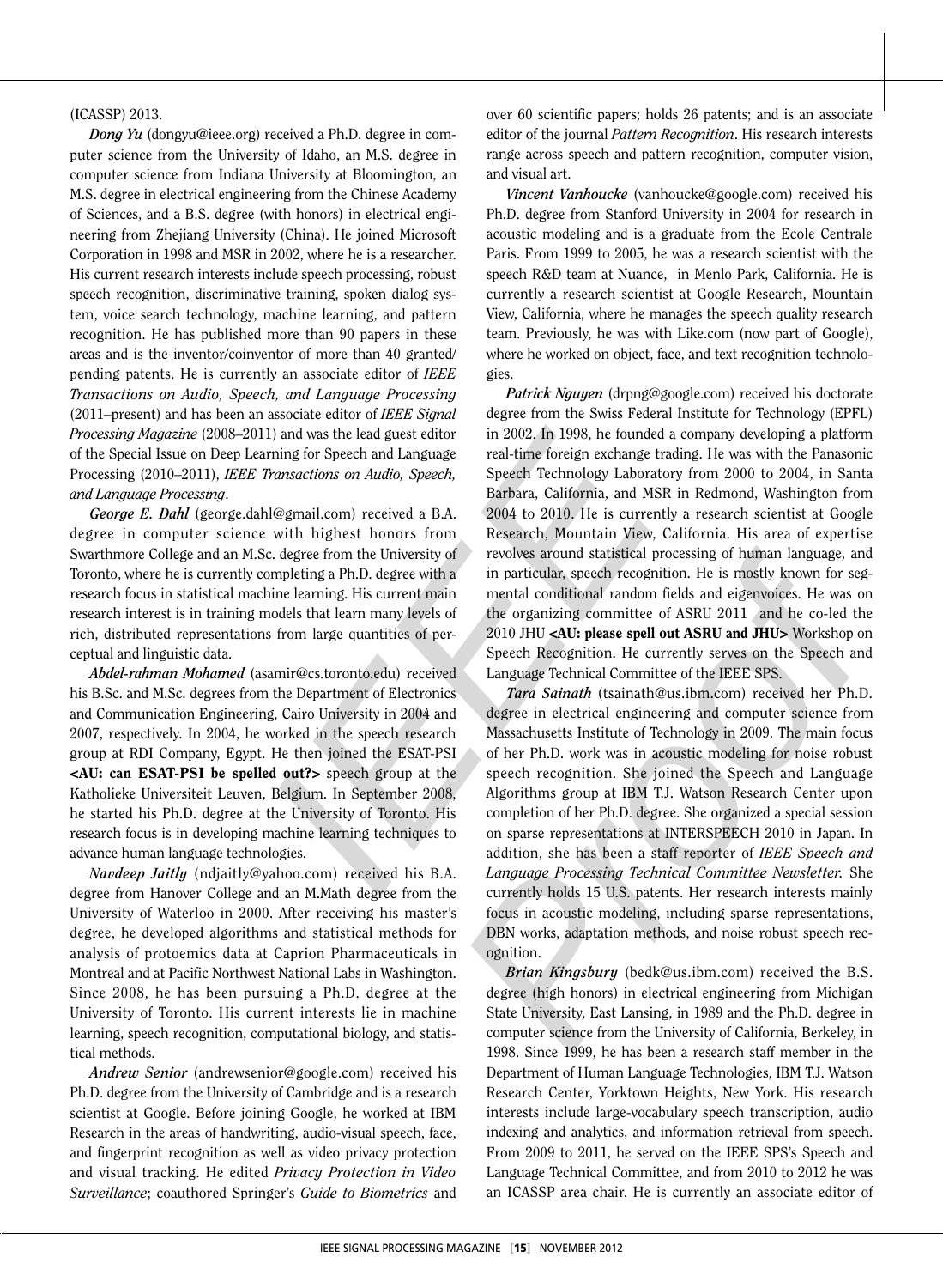(ICASSP) 2013.

***Dong Yu*** (dongyu@ieee.org) received a Ph.D. degree in computer science from the University of Idaho, an M.S. degree in computer science from Indiana University at Bloomington, an M.S. degree in electrical engineering from the Chinese Academy of Sciences, and a B.S. degree (with honors) in electrical engineering from Zhejiang University (China). He joined Microsoft Corporation in 1998 and MSR in 2002, where he is a researcher. His current research interests include speech processing, robust speech recognition, discriminative training, spoken dialog system, voice search technology, machine learning, and pattern recognition. He has published more than 90 papers in these areas and is the inventor/coinventor of more than 40 granted/pending patents. He is currently an associate editor of *IEEE Transactions on Audio, Speech, and Language Processing* (2011–present) and has been an associate editor of *IEEE Signal Processing Magazine* (2008–2011) and was the lead guest editor of the Special Issue on Deep Learning for Speech and Language Processing (2010–2011), *IEEE Transactions on Audio, Speech, and Language Processing*.

***George E. Dahl*** (george.dahl@gmail.com) received a B.A. degree in computer science with highest honors from Swarthmore College and an M.Sc. degree from the University of Toronto, where he is currently completing a Ph.D. degree with a research focus in statistical machine learning. His current main research interest is in training models that learn many levels of rich, distributed representations from large quantities of perceptual and linguistic data.

***Abdel-rahman Mohamed*** (asamir@cs.toronto.edu) received his B.Sc. and M.Sc. degrees from the Department of Electronics and Communication Engineering, Cairo University in 2004 and 2007, respectively. In 2004, he worked in the speech research group at RDI Company, Egypt. He then joined the ESAT-PSI **<AU: can ESAT-PSI be spelled out?>** speech group at the Katholieke Universiteit Leuven, Belgium. In September 2008, he started his Ph.D. degree at the University of Toronto. His research focus is in developing machine learning techniques to advance human language technologies.

***Navdeep Jaitly*** (ndjaitly@yahoo.com) received his B.A. degree from Hanover College and an M.Math degree from the University of Waterloo in 2000. After receiving his master's degree, he developed algorithms and statistical methods for analysis of protoemics data at Caprion Pharmaceuticals in Montreal and at Pacific Northwest National Labs in Washington. Since 2008, he has been pursuing a Ph.D. degree at the University of Toronto. His current interests lie in machine learning, speech recognition, computational biology, and statistical methods.

***Andrew Senior*** (andrewsenior@google.com) received his Ph.D. degree from the University of Cambridge and is a research scientist at Google. Before joining Google, he worked at IBM Research in the areas of handwriting, audio-visual speech, face, and fingerprint recognition as well as video privacy protection and visual tracking. He edited *Privacy Protection in Video Surveillance*; coauthored Springer's *Guide to Biometrics* and over 60 scientific papers; holds 26 patents; and is an associate editor of the journal *Pattern Recognition*. His research interests range across speech and pattern recognition, computer vision, and visual art.

***Vincent Vanhoucke*** (vanhoucke@google.com) received his Ph.D. degree from Stanford University in 2004 for research in acoustic modeling and is a graduate from the Ecole Centrale Paris. From 1999 to 2005, he was a research scientist with the speech R&D team at Nuance, in Menlo Park, California. He is currently a research scientist at Google Research, Mountain View, California, where he manages the speech quality research team. Previously, he was with Like.com (now part of Google), where he worked on object, face, and text recognition technologies.

***Patrick Nguyen*** (drpng@google.com) received his doctorate degree from the Swiss Federal Institute for Technology (EPFL) in 2002. In 1998, he founded a company developing a platform real-time foreign exchange trading. He was with the Panasonic Speech Technology Laboratory from 2000 to 2004, in Santa Barbara, California, and MSR in Redmond, Washington from 2004 to 2010. He is currently a research scientist at Google Research, Mountain View, California. His area of expertise revolves around statistical processing of human language, and in particular, speech recognition. He is mostly known for segmental conditional random fields and eigenvoices. He was on the organizing committee of ASRU 2011 and he co-led the 2010 JHU **<AU: please spell out ASRU and JHU>** Workshop on Speech Recognition. He currently serves on the Speech and Language Technical Committee of the IEEE SPS.

***Tara Sainath*** (tsainath@us.ibm.com) received her Ph.D. degree in electrical engineering and computer science from Massachusetts Institute of Technology in 2009. The main focus of her Ph.D. work was in acoustic modeling for noise robust speech recognition. She joined the Speech and Language Algorithms group at IBM T.J. Watson Research Center upon completion of her Ph.D. degree. She organized a special session on sparse representations at INTERSPEECH 2010 in Japan. In addition, she has been a staff reporter of *IEEE Speech and Language Processing Technical Committee Newsletter.* She currently holds 15 U.S. patents. Her research interests mainly focus in acoustic modeling, including sparse representations, DBN works, adaptation methods, and noise robust speech recognition.

***Brian Kingsbury*** (bedk@us.ibm.com) received the B.S. degree (high honors) in electrical engineering from Michigan State University, East Lansing, in 1989 and the Ph.D. degree in computer science from the University of California, Berkeley, in 1998. Since 1999, he has been a research staff member in the Department of Human Language Technologies, IBM T.J. Watson Research Center, Yorktown Heights, New York. His research interests include large-vocabulary speech transcription, audio indexing and analytics, and information retrieval from speech. From 2009 to 2011, he served on the IEEE SPS's Speech and Language Technical Committee, and from 2010 to 2012 he was an ICASSP area chair. He is currently an associate editor of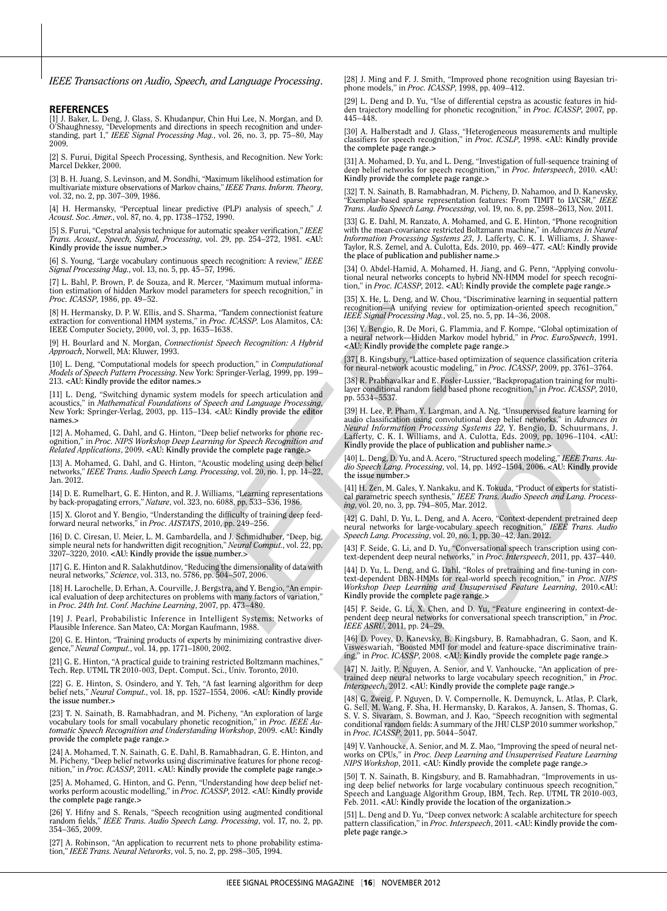*IEEE Transactions on Audio, Speech, and Language Processing*.

## REFERENCES

[1] J. Baker, L. Deng, J. Glass, S. Khudanpur, Chin Hui Lee, N. Morgan, and D. O'Shaughnessy, "Developments and directions in speech recognition and understanding, part 1," *IEEE Signal Processing Mag.*, vol. 26, no. 3, pp. 75–80, May 2009.

[2] S. Furui, Digital Speech Processing, Synthesis, and Recognition. New York: Marcel Dekker, 2000.

[3] B. H. Juang, S. Levinson, and M. Sondhi, "Maximum likelihood estimation for multivariate mixture observations of Markov chains," *IEEE Trans. Inform. Theory*, vol. 32, no. 2, pp. 307–309, 1986.

[4] H. Hermansky, "Perceptual linear predictive (PLP) analysis of speech," *J. Acoust. Soc. Amer.*, vol. 87, no. 4, pp. 1738–1752, 1990.

[5] S. Furui, "Cepstral analysis technique for automatic speaker verification," *IEEE Trans. Acoust., Speech, Signal, Processing*, vol. 29, pp. 254–272, 1981. **<AU: Kindly provide the issue number.>**

[6] S. Young, "Large vocabulary continuous speech recognition: A review," *IEEE Signal Processing Mag.*, vol. 13, no. 5, pp. 45–57, 1996.

[7] L. Bahl, P. Brown, P. de Souza, and R. Mercer, "Maximum mutual information estimation of hidden Markov model parameters for speech recognition," in *Proc. ICASSP*, 1986, pp. 49–52.

[8] H. Hermansky, D. P. W. Ellis, and S. Sharma, "Tandem connectionist feature extraction for conventional HMM systems," in *Proc. ICASSP*. Los Alamitos, CA: IEEE Computer Society, 2000, vol. 3, pp. 1635–1638.

[9] H. Bourlard and N. Morgan, *Connectionist Speech Recognition: A Hybrid Approach*, Norwell, MA: Kluwer, 1993.

[10] L. Deng, "Computational models for speech production," in *Computational Models of Speech Pattern Processing*. New York: Springer-Verlag, 1999, pp. 199–213. **<AU: Kindly provide the editor names.>**

[11] L. Deng, "Switching dynamic system models for speech articulation and acoustics," in *Mathematical Foundations of Speech and Language Processing*. New York: Springer-Verlag, 2003, pp. 115–134. **<AU: Kindly provide the editor names.>**

[12] A. Mohamed, G. Dahl, and G. Hinton, "Deep belief networks for phone recognition," in *Proc. NIPS Workshop Deep Learning for Speech Recognition and Related Applications*, 2009. **<AU: Kindly provide the complete page range.>**

[13] A. Mohamed, G. Dahl, and G. Hinton, "Acoustic modeling using deep belief networks," *IEEE Trans. Audio Speech Lang. Processing*, vol. 20, no. 1, pp. 14–22, Jan. 2012.

[14] D. E. Rumelhart, G. E. Hinton, and R. J. Williams, "Learning representations by back-propagating errors," *Nature*, vol. 323, no. 6088, pp. 533–536, 1986.

[15] X. Glorot and Y. Bengio, "Understanding the difficulty of training deep feedforward neural networks," in *Proc. AISTATS*, 2010, pp. 249–256.

[16] D. C. Ciresan, U. Meier, L. M. Gambardella, and J. Schmidhuber, "Deep, big, simple neural nets for handwritten digit recognition," *Neural Comput.*, vol. 22, pp. 3207–3220, 2010. **<AU: Kindly provide the issue number.>**

[17] G. E. Hinton and R. Salakhutdinov, "Reducing the dimensionality of data with neural networks," *Science*, vol. 313, no. 5786, pp. 504–507, 2006.

[18] H. Larochelle, D. Erhan, A. Courville, J. Bergstra, and Y. Bengio, "An empirical evaluation of deep architectures on problems with many factors of variation," in *Proc. 24th Int. Conf. Machine Learning*, 2007, pp. 473–480.

[19] J. Pearl, Probabilistic Inference in Intelligent Systems: Networks of Plausible Inference. San Mateo, CA: Morgan Kaufmann, 1988.

[20] G. E. Hinton, "Training products of experts by minimizing contrastive divergence," *Neural Comput.*, vol. 14, pp. 1771–1800, 2002.

[21] G. E. Hinton, "A practical guide to training restricted Boltzmann machines," Tech. Rep. UTML TR 2010-003, Dept. Comput. Sci., Univ. Toronto, 2010.

[22] G. E. Hinton, S. Osindero, and Y. Teh, "A fast learning algorithm for deep belief nets," *Neural Comput.*, vol. 18, pp. 1527–1554, 2006. **<AU: Kindly provide the issue number.>**

[23] T. N. Sainath, B. Ramabhadran, and M. Picheny, "An exploration of large vocabulary tools for small vocabulary phonetic recognition," in *Proc. IEEE Automatic Speech Recognition and Understanding Workshop*, 2009. **<AU: Kindly provide the complete page range.>**

[24] A. Mohamed, T. N. Sainath, G. E. Dahl, B. Ramabhadran, G. E. Hinton, and M. Picheny, "Deep belief networks using discriminative features for phone recognition," in *Proc. ICASSP*, 2011. **<AU: Kindly provide the complete page range.>**

[25] A. Mohamed, G. Hinton, and G. Penn, "Understanding how deep belief networks perform acoustic modelling," in *Proc. ICASSP*, 2012. **<AU: Kindly provide the complete page range.>**

[26] Y. Hifny and S. Renals, "Speech recognition using augmented conditional random fields," *IEEE Trans. Audio Speech Lang. Processing*, vol. 17, no. 2, pp. 354–365, 2009.

[27] A. Robinson, "An application to recurrent nets to phone probability estimation," *IEEE Trans. Neural Networks*, vol. 5, no. 2, pp. 298–305, 1994.

[28] J. Ming and F. J. Smith, "Improved phone recognition using Bayesian triphone models," in *Proc. ICASSP*, 1998, pp. 409–412.

[29] L. Deng and D. Yu, "Use of differential cepstra as acoustic features in hidden trajectory modelling for phonetic recognition," in *Proc. ICASSP*, 2007, pp. 445–448.

[30] A. Halberstadt and J. Glass, "Heterogeneous measurements and multiple classifiers for speech recognition," in *Proc. ICSLP*, 1998. **<AU: Kindly provide the complete page range.>**

[31] A. Mohamed, D. Yu, and L. Deng, "Investigation of full-sequence training of deep belief networks for speech recognition," in *Proc. Interspeech*, 2010. **<AU: Kindly provide the complete page range.>**

[32] T. N. Sainath, B. Ramabhadran, M. Picheny, D. Nahamoo, and D. Kanevsky, "Exemplar-based sparse representation features: From TIMIT to LVCSR," *IEEE Trans. Audio Speech Lang. Processing*, vol. 19, no. 8, pp. 2598–2613, Nov. 2011.

[33] G. E. Dahl, M. Ranzato, A. Mohamed, and G. E. Hinton, "Phone recognition with the mean-covariance restricted Boltzmann machine," in *Advances in Neural Information Processing Systems 23*, J. Lafferty, C. K. I. Williams, J. Shawe-Taylor, R.S. Zemel, and A. Culotta, Eds. 2010, pp. 469–477. **<AU: Kindly provide the place of publication and publisher name.>**

[34] O. Abdel-Hamid, A. Mohamed, H. Jiang, and G. Penn, "Applying convolutional neural networks concepts to hybrid NN-HMM model for speech recognition," in *Proc. ICASSP*, 2012. **<AU: Kindly provide the complete page range.>**

[35] X. He, L. Deng, and W. Chou, "Discriminative learning in sequential pattern recognition—A unifying review for optimization-oriented speech recognition," *IEEE Signal Processing Mag.*, vol. 25, no. 5, pp. 14–36, 2008.

[36] Y. Bengio, R. De Mori, G. Flammia, and F. Kompe, "Global optimization of a neural network—Hidden Markov model hybrid," in *Proc. EuroSpeech*, 1991. **<AU: Kindly provide the complete page range.>**

[37] B. Kingsbury, "Lattice-based optimization of sequence classification criteria for neural-network acoustic modeling," in *Proc. ICASSP*, 2009, pp. 3761–3764.

[38] R. Prabhavalkar and E. Fosler-Lussier, "Backpropagation training for multilayer conditional random field based phone recognition," in *Proc. ICASSP*, 2010, pp. 5534–5537.

[39] H. Lee, P. Pham, Y. Largman, and A. Ng, "Unsupervised feature learning for audio classification using convolutional deep belief networks," in *Advances in Neural Information Processing Systems 22*, Y. Bengio, D. Schuurmans, J. Lafferty, C. K. I. Williams, and A. Culotta, Eds. 2009, pp. 1096–1104. **<AU: Kindly provide the place of publication and publisher name.>**

[40] L. Deng, D. Yu, and A. Acero, "Structured speech modeling," *IEEE Trans. Audio Speech Lang. Processing*, vol. 14, pp. 1492–1504, 2006. **<AU: Kindly provide the issue number.>**

[41] H. Zen, M. Gales, Y. Nankaku, and K. Tokuda, "Product of experts for statistical parametric speech synthesis," *IEEE Trans. Audio Speech and Lang. Processing*, vol. 20, no. 3, pp. 794–805, Mar. 2012.

[42] G. Dahl, D. Yu, L. Deng, and A. Acero, "Context-dependent pretrained deep neural networks for large-vocabulary speech recognition," *IEEE Trans. Audio Speech Lang. Processing*, vol. 20, no. 1, pp. 30–42, Jan. 2012.

[43] F. Seide, G. Li, and D. Yu, "Conversational speech transcription using context-dependent deep neural networks," in *Proc. Interspeech*, 2011, pp. 437–440.

[44] D. Yu, L. Deng, and G. Dahl, "Roles of pretraining and fine-tuning in context-dependent DBN-HMMs for real-world speech recognition," in *Proc. NIPS Workshop Deep Learning and Unsupervised Feature Learning*, 2010. **<AU: Kindly provide the complete page range.>**

[45] F. Seide, G. Li, X. Chen, and D. Yu, "Feature engineering in context-dependent deep neural networks for conversational speech transcription," in *Proc. IEEE ASRU*, 2011, pp. 24–29.

[46] D. Povey, D. Kanevsky, B. Kingsbury, B. Ramabhadran, G. Saon, and K. Visweswariah, "Boosted MMI for model and feature-space discriminative training," in *Proc. ICASSP*, 2008. **<AU: Kindly provide the complete page range.>**

[47] N. Jaitly, P. Nguyen, A. Senior, and V. Vanhoucke, "An application of pretrained deep neural networks to large vocabulary speech recognition," in *Proc. Interspeech*, 2012. **<AU: Kindly provide the complete page range.>**

[48] G. Zweig, P. Nguyen, D. V. Compernolle, K. Demuynck, L. Atlas, P. Clark, G. Sell, M. Wang, F. Sha, H. Hermansky, D. Karakos, A. Jansen, S. Thomas, G. S. V. S. Sivaram, S. Bowman, and J. Kao, "Speech recognition with segmental conditional random fields: A summary of the JHU CLSP 2010 summer workshop," in *Proc. ICASSP*, 2011, pp. 5044–5047.

[49] V. Vanhoucke, A. Senior, and M. Z. Mao, "Improving the speed of neural networks on CPUs," in *Proc. Deep Learning and Unsupervised Feature Learning NIPS Workshop*, 2011. **<AU: Kindly provide the complete page range.>**

[50] T. N. Sainath, B. Kingsbury, and B. Ramabhadran, "Improvements in using deep belief networks for large vocabulary continuous speech recognition," Speech and Language Algorithm Group, IBM, Tech. Rep. UTML TR 2010-003, Feb. 2011. **<AU: Kindly provide the location of the organization.>**

[51] L. Deng and D. Yu, "Deep convex network: A scalable architecture for speech pattern classification," in *Proc. Interspeech*, 2011. **<AU: Kindly provide the complete page range.>**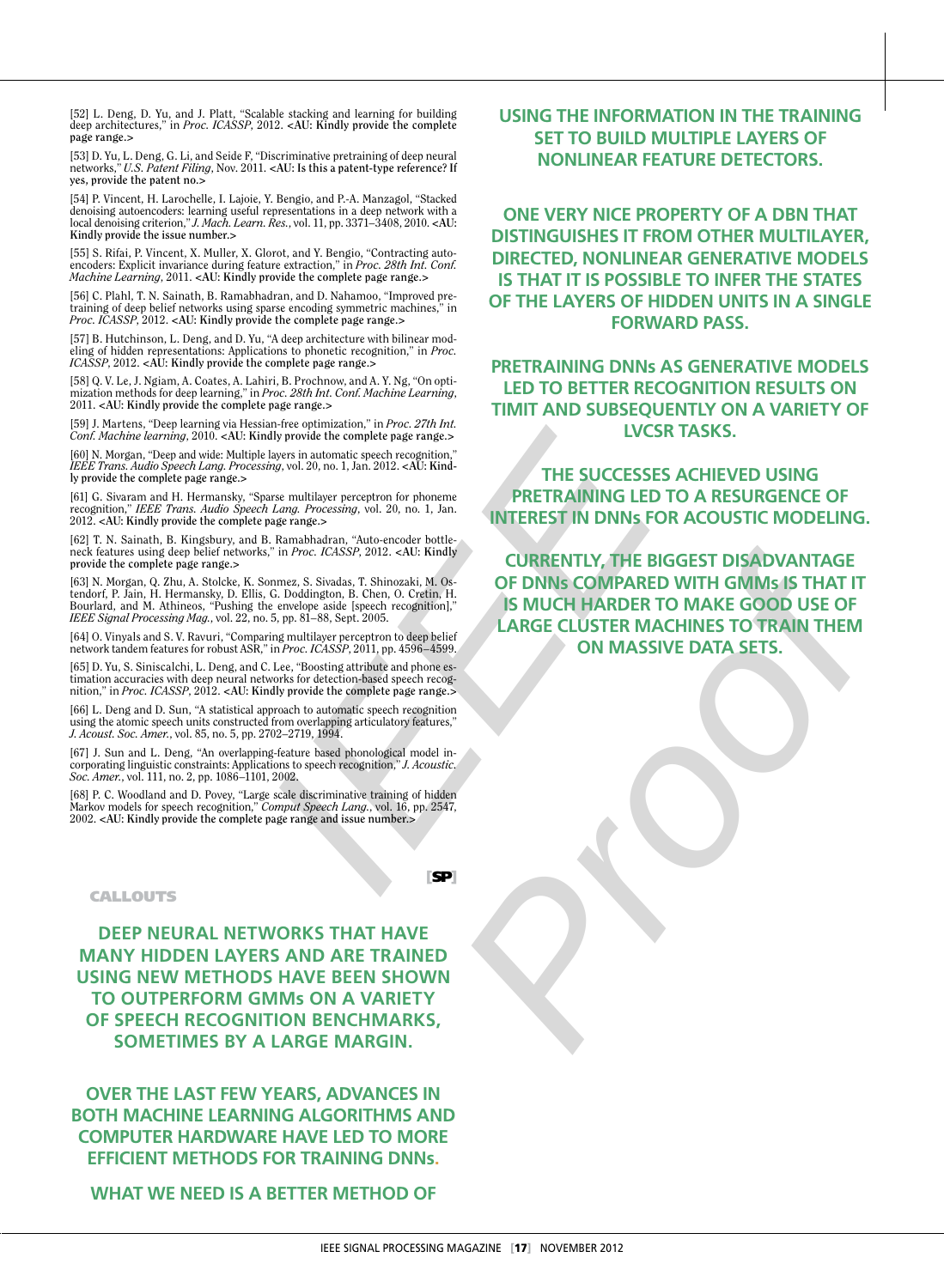[52] L. Deng, D. Yu, and J. Platt, "Scalable stacking and learning for building deep architectures," in *Proc. ICASSP*, 2012. **<AU: Kindly provide the complete page range.>**

[53] D. Yu, L. Deng, G. Li, and Seide F, "Discriminative pretraining of deep neural networks," *U.S. Patent Filing*, Nov. 2011. **<AU: Is this a patent-type reference? If yes, provide the patent no.>**

[54] P. Vincent, H. Larochelle, I. Lajoie, Y. Bengio, and P.-A. Manzagol, "Stacked denoising autoencoders: learning useful representations in a deep network with a local denoising criterion," *J. Mach. Learn. Res.*, vol. 11, pp. 3371–3408, 2010. **<AU: Kindly provide the issue number.>**

[55] S. Rifai, P. Vincent, X. Muller, X. Glorot, and Y. Bengio, "Contracting autoencoders: Explicit invariance during feature extraction," in *Proc. 28th Int. Conf. Machine Learning*, 2011. **<AU: Kindly provide the complete page range.>**

[56] C. Plahl, T. N. Sainath, B. Ramabhadran, and D. Nahamoo, "Improved pretraining of deep belief networks using sparse encoding symmetric machines," in *Proc. ICASSP*, 2012. **<AU: Kindly provide the complete page range.>**

[57] B. Hutchinson, L. Deng, and D. Yu, "A deep architecture with bilinear modeling of hidden representations: Applications to phonetic recognition," in *Proc. ICASSP*, 2012. **<AU: Kindly provide the complete page range.>**

[58] Q. V. Le, J. Ngiam, A. Coates, A. Lahiri, B. Prochnow, and A. Y. Ng, "On optimization methods for deep learning," in *Proc. 28th Int. Conf. Machine Learning*, 2011. **<AU: Kindly provide the complete page range.>**

[59] J. Martens, "Deep learning via Hessian-free optimization," in *Proc. 27th Int. Conf. Machine learning*, 2010. **<AU: Kindly provide the complete page range.>**

[60] N. Morgan, "Deep and wide: Multiple layers in automatic speech recognition," *IEEE Trans. Audio Speech Lang. Processing*, vol. 20, no. 1, Jan. 2012. **<AU: Kindly provide the complete page range.>**

[61] G. Sivaram and H. Hermansky, "Sparse multilayer perceptron for phoneme recognition," *IEEE Trans. Audio Speech Lang. Processing*, vol. 20, no. 1, Jan. 2012. **<AU: Kindly provide the complete page range.>**

[62] T. N. Sainath, B. Kingsbury, and B. Ramabhadran, "Auto-encoder bottleneck features using deep belief networks," in *Proc. ICASSP*, 2012. **<AU: Kindly provide the complete page range.>**

[63] N. Morgan, Q. Zhu, A. Stolcke, K. Sonmez, S. Sivadas, T. Shinozaki, M. Ostendorf, P. Jain, H. Hermansky, D. Ellis, G. Doddington, B. Chen, O. Cretin, H. Bourlard, and M. Athineos, "Pushing the envelope aside [speech recognition]," *IEEE Signal Processing Mag.*, vol. 22, no. 5, pp. 81–88, Sept. 2005.

[64] O. Vinyals and S. V. Ravuri, "Comparing multilayer perceptron to deep belief network tandem features for robust ASR," in *Proc. ICASSP*, 2011, pp. 4596–4599.

[65] D. Yu, S. Siniscalchi, L. Deng, and C. Lee, "Boosting attribute and phone estimation accuracies with deep neural networks for detection-based speech recognition," in *Proc. ICASSP*, 2012. **<AU: Kindly provide the complete page range.>**

[66] L. Deng and D. Sun, "A statistical approach to automatic speech recognition using the atomic speech units constructed from overlapping articulatory features," *J. Acoust. Soc. Amer.*, vol. 85, no. 5, pp. 2702–2719, 1994.

[67] J. Sun and L. Deng, "An overlapping-feature based phonological model incorporating linguistic constraints: Applications to speech recognition," *J. Acoustic. Soc. Amer.*, vol. 111, no. 2, pp. 1086–1101, 2002.

[68] P. C. Woodland and D. Povey, "Large scale discriminative training of hidden Markov models for speech recognition," *Comput Speech Lang.*, vol. 16, pp. 2547, 2002. **<AU: Kindly provide the complete page range and issue number.>**

[SP]

## CALLOUTS

**DEEP NEURAL NETWORKS THAT HAVE MANY HIDDEN LAYERS AND ARE TRAINED USING NEW METHODS HAVE BEEN SHOWN TO OUTPERFORM GMMs ON A VARIETY OF SPEECH RECOGNITION BENCHMARKS, SOMETIMES BY A LARGE MARGIN.**

**OVER THE LAST FEW YEARS, ADVANCES IN BOTH MACHINE LEARNING ALGORITHMS AND COMPUTER HARDWARE HAVE LED TO MORE EFFICIENT METHODS FOR TRAINING DNNs.**

**WHAT WE NEED IS A BETTER METHOD OF USING THE INFORMATION IN THE TRAINING SET TO BUILD MULTIPLE LAYERS OF NONLINEAR FEATURE DETECTORS.**

**ONE VERY NICE PROPERTY OF A DBN THAT DISTINGUISHES IT FROM OTHER MULTILAYER, DIRECTED, NONLINEAR GENERATIVE MODELS IS THAT IT IS POSSIBLE TO INFER THE STATES OF THE LAYERS OF HIDDEN UNITS IN A SINGLE FORWARD PASS.**

**PRETRAINING DNNs AS GENERATIVE MODELS LED TO BETTER RECOGNITION RESULTS ON TIMIT AND SUBSEQUENTLY ON A VARIETY OF LVCSR TASKS.**

**THE SUCCESSES ACHIEVED USING PRETRAINING LED TO A RESURGENCE OF INTEREST IN DNNs FOR ACOUSTIC MODELING.**

**CURRENTLY, THE BIGGEST DISADVANTAGE OF DNNs COMPARED WITH GMMs IS THAT IT IS MUCH HARDER TO MAKE GOOD USE OF LARGE CLUSTER MACHINES TO TRAIN THEM ON MASSIVE DATA SETS.**